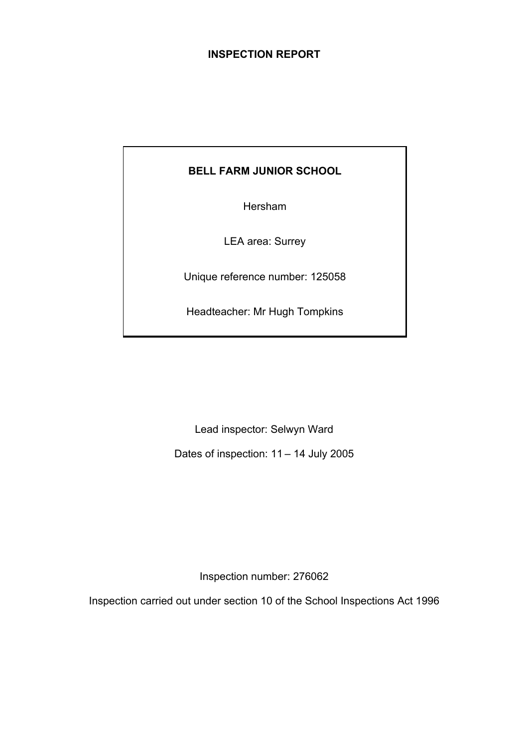# INSPECTION REPORT

**BELL FARM JUNIOR SCHOOL**

Hersham

LEA area: Surrey

Unique reference number: 125058

Headteacher: Mr Hugh Tompkins

Lead inspector: Selwyn Ward

Dates of inspection: 11 – 14 July 2005

Inspection number: 276062

Inspection carried out under section 10 of the School Inspections Act 1996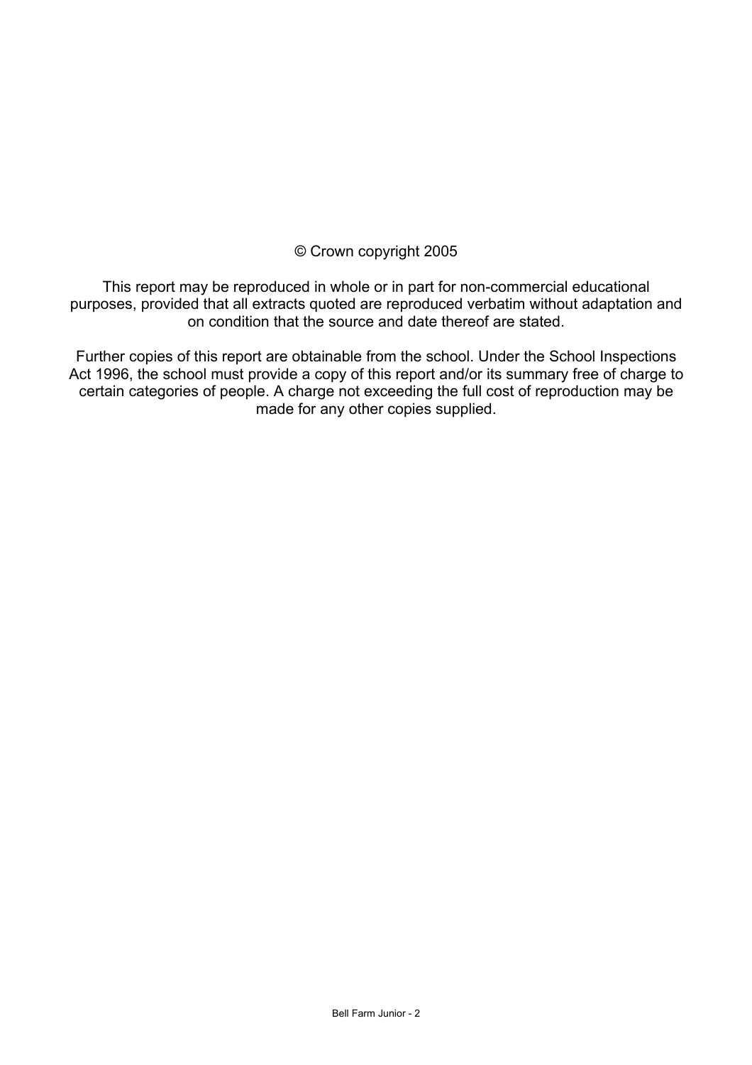© Crown copyright 2005

This report may be reproduced in whole or in part for non-commercial educational purposes, provided that all extracts quoted are reproduced verbatim without adaptation and on condition that the source and date thereof are stated.

Further copies of this report are obtainable from the school. Under the School Inspections Act 1996, the school must provide a copy of this report and/or its summary free of charge to certain categories of people. A charge not exceeding the full cost of reproduction may be made for any other copies supplied.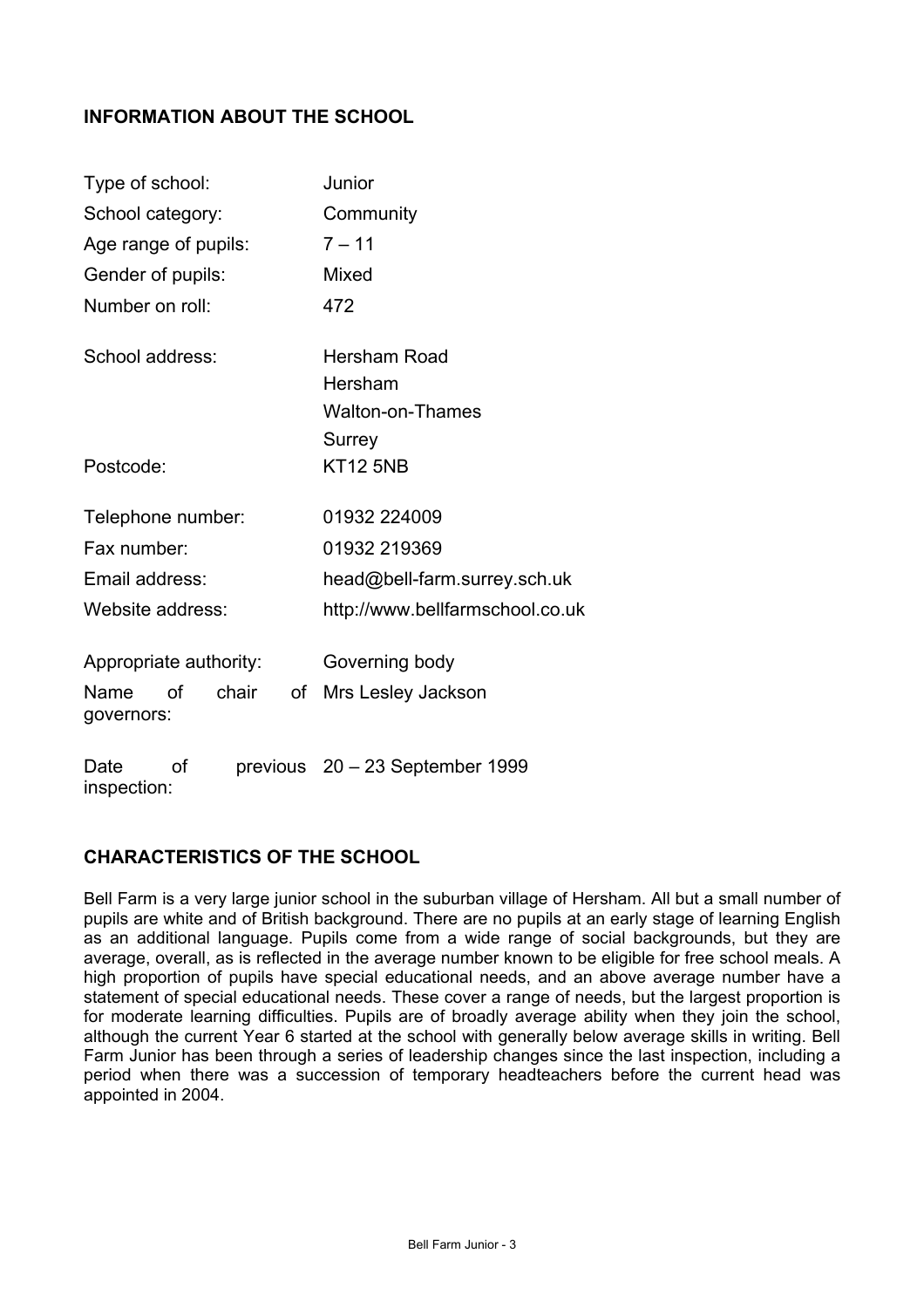## INFORMATION ABOUT THE SCHOOL

| | |
|---|---|
| Type of school: | Junior |
| School category: | Community |
| Age range of pupils: | 7 – 11 |
| Gender of pupils: | Mixed |
| Number on roll: | 472 |
| School address: | Hersham Road<br>Hersham<br>Walton-on-Thames<br>Surrey |
| Postcode: | KT12 5NB |
| Telephone number: | 01932 224009 |
| Fax number: | 01932 219369 |
| Email address: | head@bell-farm.surrey.sch.uk |
| Website address: | http://www.bellfarmschool.co.uk |
| Appropriate authority: | Governing body |
| Name of chair of governors: | Mrs Lesley Jackson |
| Date of previous inspection: | 20 – 23 September 1999 |

## CHARACTERISTICS OF THE SCHOOL

Bell Farm is a very large junior school in the suburban village of Hersham. All but a small number of pupils are white and of British background. There are no pupils at an early stage of learning English as an additional language. Pupils come from a wide range of social backgrounds, but they are average, overall, as is reflected in the average number known to be eligible for free school meals. A high proportion of pupils have special educational needs, and an above average number have a statement of special educational needs. These cover a range of needs, but the largest proportion is for moderate learning difficulties. Pupils are of broadly average ability when they join the school, although the current Year 6 started at the school with generally below average skills in writing. Bell Farm Junior has been through a series of leadership changes since the last inspection, including a period when there was a succession of temporary headteachers before the current head was appointed in 2004.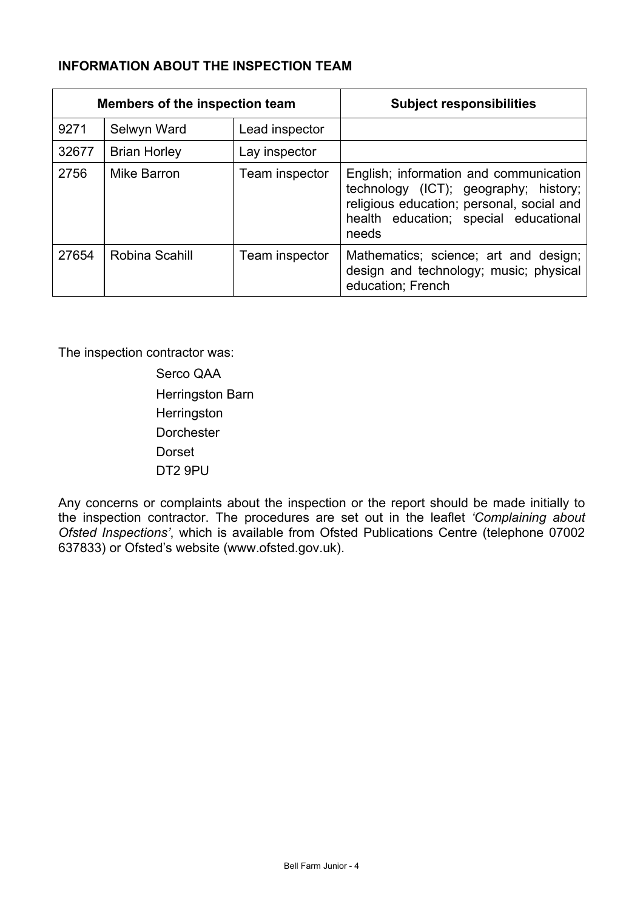**INFORMATION ABOUT THE INSPECTION TEAM**

| Members of the inspection team | | | Subject responsibilities |
|---|---|---|---|
| 9271 | Selwyn Ward | Lead inspector | |
| 32677 | Brian Horley | Lay inspector | |
| 2756 | Mike Barron | Team inspector | English; information and communication technology (ICT); geography; history; religious education; personal, social and health education; special educational needs |
| 27654 | Robina Scahill | Team inspector | Mathematics; science; art and design; design and technology; music; physical education; French |

The inspection contractor was:

Serco QAA
Herringston Barn
Herringston
Dorchester
Dorset
DT2 9PU

Any concerns or complaints about the inspection or the report should be made initially to the inspection contractor. The procedures are set out in the leaflet *'Complaining about Ofsted Inspections'*, which is available from Ofsted Publications Centre (telephone 07002 637833) or Ofsted's website (www.ofsted.gov.uk).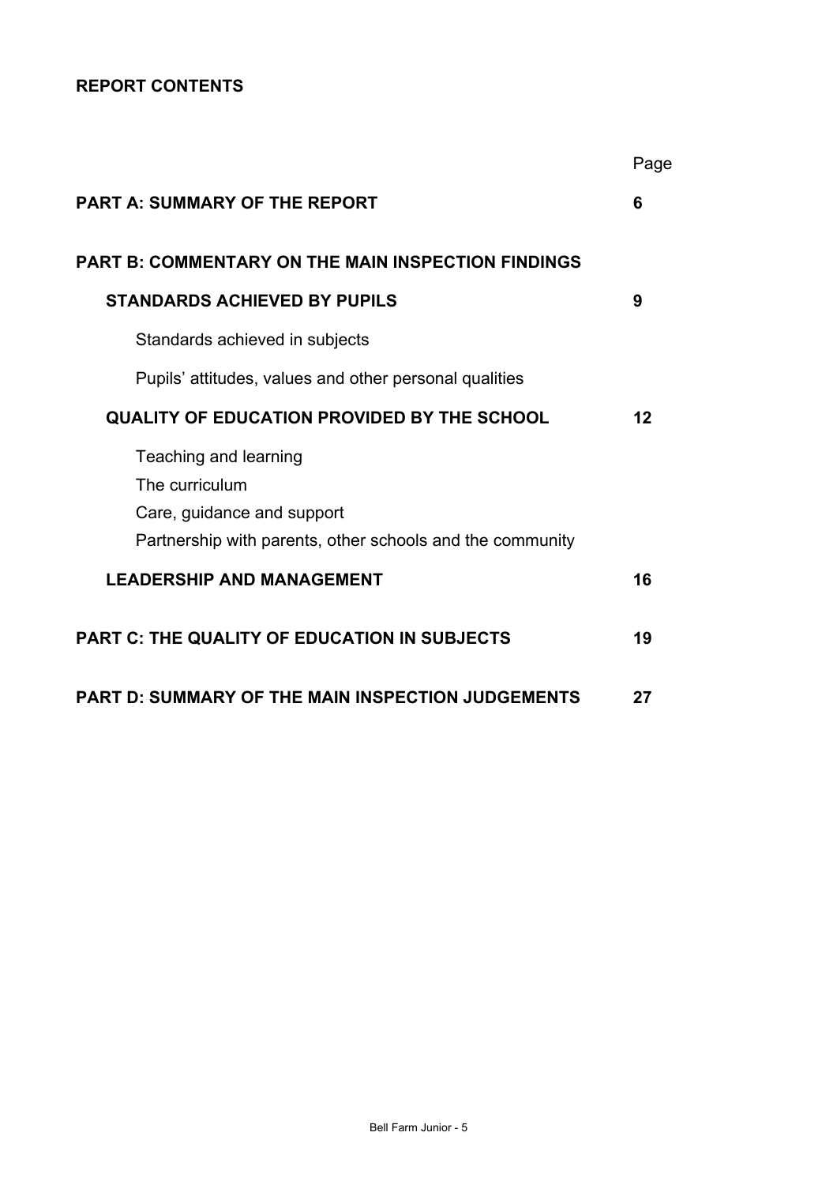**REPORT CONTENTS**

| | Page |
|---|---|
| **PART A: SUMMARY OF THE REPORT** | **6** |
| **PART B: COMMENTARY ON THE MAIN INSPECTION FINDINGS** | |
| **STANDARDS ACHIEVED BY PUPILS** | **9** |
| Standards achieved in subjects | |
| Pupils' attitudes, values and other personal qualities | |
| **QUALITY OF EDUCATION PROVIDED BY THE SCHOOL** | **12** |
| Teaching and learning<br>The curriculum<br>Care, guidance and support<br>Partnership with parents, other schools and the community | |
| **LEADERSHIP AND MANAGEMENT** | **16** |
| **PART C: THE QUALITY OF EDUCATION IN SUBJECTS** | **19** |
| **PART D: SUMMARY OF THE MAIN INSPECTION JUDGEMENTS** | **27** |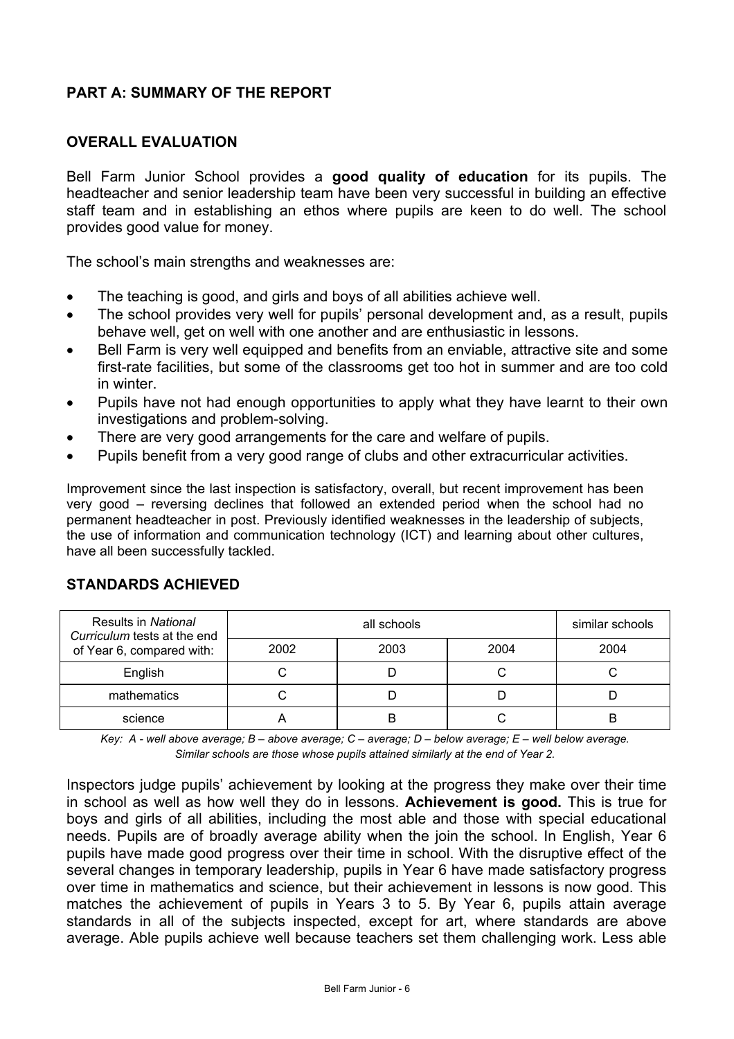## PART A: SUMMARY OF THE REPORT

### OVERALL EVALUATION

Bell Farm Junior School provides a **good quality of education** for its pupils. The headteacher and senior leadership team have been very successful in building an effective staff team and in establishing an ethos where pupils are keen to do well. The school provides good value for money.

The school's main strengths and weaknesses are:

- The teaching is good, and girls and boys of all abilities achieve well.
- The school provides very well for pupils' personal development and, as a result, pupils behave well, get on well with one another and are enthusiastic in lessons.
- Bell Farm is very well equipped and benefits from an enviable, attractive site and some first-rate facilities, but some of the classrooms get too hot in summer and are too cold in winter.
- Pupils have not had enough opportunities to apply what they have learnt to their own investigations and problem-solving.
- There are very good arrangements for the care and welfare of pupils.
- Pupils benefit from a very good range of clubs and other extracurricular activities.

Improvement since the last inspection is satisfactory, overall, but recent improvement has been very good – reversing declines that followed an extended period when the school had no permanent headteacher in post. Previously identified weaknesses in the leadership of subjects, the use of information and communication technology (ICT) and learning about other cultures, have all been successfully tackled.

### STANDARDS ACHIEVED

| Results in *National Curriculum* tests at the end of Year 6, compared with: | all schools | | | similar schools |
|---|---|---|---|---|
| | 2002 | 2003 | 2004 | 2004 |
| English | C | D | C | C |
| mathematics | C | D | D | D |
| science | A | B | C | B |

*Key: A - well above average; B – above average; C – average; D – below average; E – well below average. Similar schools are those whose pupils attained similarly at the end of Year 2.*

Inspectors judge pupils' achievement by looking at the progress they make over their time in school as well as how well they do in lessons. **Achievement is good.** This is true for boys and girls of all abilities, including the most able and those with special educational needs. Pupils are of broadly average ability when the join the school. In English, Year 6 pupils have made good progress over their time in school. With the disruptive effect of the several changes in temporary leadership, pupils in Year 6 have made satisfactory progress over time in mathematics and science, but their achievement in lessons is now good. This matches the achievement of pupils in Years 3 to 5. By Year 6, pupils attain average standards in all of the subjects inspected, except for art, where standards are above average. Able pupils achieve well because teachers set them challenging work. Less able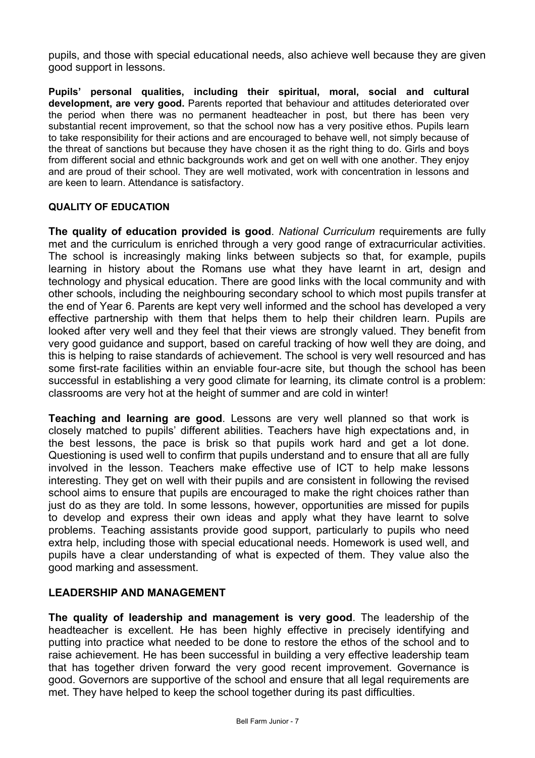pupils, and those with special educational needs, also achieve well because they are given good support in lessons.

**Pupils' personal qualities, including their spiritual, moral, social and cultural development, are very good.** Parents reported that behaviour and attitudes deteriorated over the period when there was no permanent headteacher in post, but there has been very substantial recent improvement, so that the school now has a very positive ethos. Pupils learn to take responsibility for their actions and are encouraged to behave well, not simply because of the threat of sanctions but because they have chosen it as the right thing to do. Girls and boys from different social and ethnic backgrounds work and get on well with one another. They enjoy and are proud of their school. They are well motivated, work with concentration in lessons and are keen to learn. Attendance is satisfactory.

## QUALITY OF EDUCATION

**The quality of education provided is good**. *National Curriculum* requirements are fully met and the curriculum is enriched through a very good range of extracurricular activities. The school is increasingly making links between subjects so that, for example, pupils learning in history about the Romans use what they have learnt in art, design and technology and physical education. There are good links with the local community and with other schools, including the neighbouring secondary school to which most pupils transfer at the end of Year 6. Parents are kept very well informed and the school has developed a very effective partnership with them that helps them to help their children learn. Pupils are looked after very well and they feel that their views are strongly valued. They benefit from very good guidance and support, based on careful tracking of how well they are doing, and this is helping to raise standards of achievement. The school is very well resourced and has some first-rate facilities within an enviable four-acre site, but though the school has been successful in establishing a very good climate for learning, its climate control is a problem: classrooms are very hot at the height of summer and are cold in winter!

**Teaching and learning are good**. Lessons are very well planned so that work is closely matched to pupils' different abilities. Teachers have high expectations and, in the best lessons, the pace is brisk so that pupils work hard and get a lot done. Questioning is used well to confirm that pupils understand and to ensure that all are fully involved in the lesson. Teachers make effective use of ICT to help make lessons interesting. They get on well with their pupils and are consistent in following the revised school aims to ensure that pupils are encouraged to make the right choices rather than just do as they are told. In some lessons, however, opportunities are missed for pupils to develop and express their own ideas and apply what they have learnt to solve problems. Teaching assistants provide good support, particularly to pupils who need extra help, including those with special educational needs. Homework is used well, and pupils have a clear understanding of what is expected of them. They value also the good marking and assessment.

## LEADERSHIP AND MANAGEMENT

**The quality of leadership and management is very good**. The leadership of the headteacher is excellent. He has been highly effective in precisely identifying and putting into practice what needed to be done to restore the ethos of the school and to raise achievement. He has been successful in building a very effective leadership team that has together driven forward the very good recent improvement. Governance is good. Governors are supportive of the school and ensure that all legal requirements are met. They have helped to keep the school together during its past difficulties.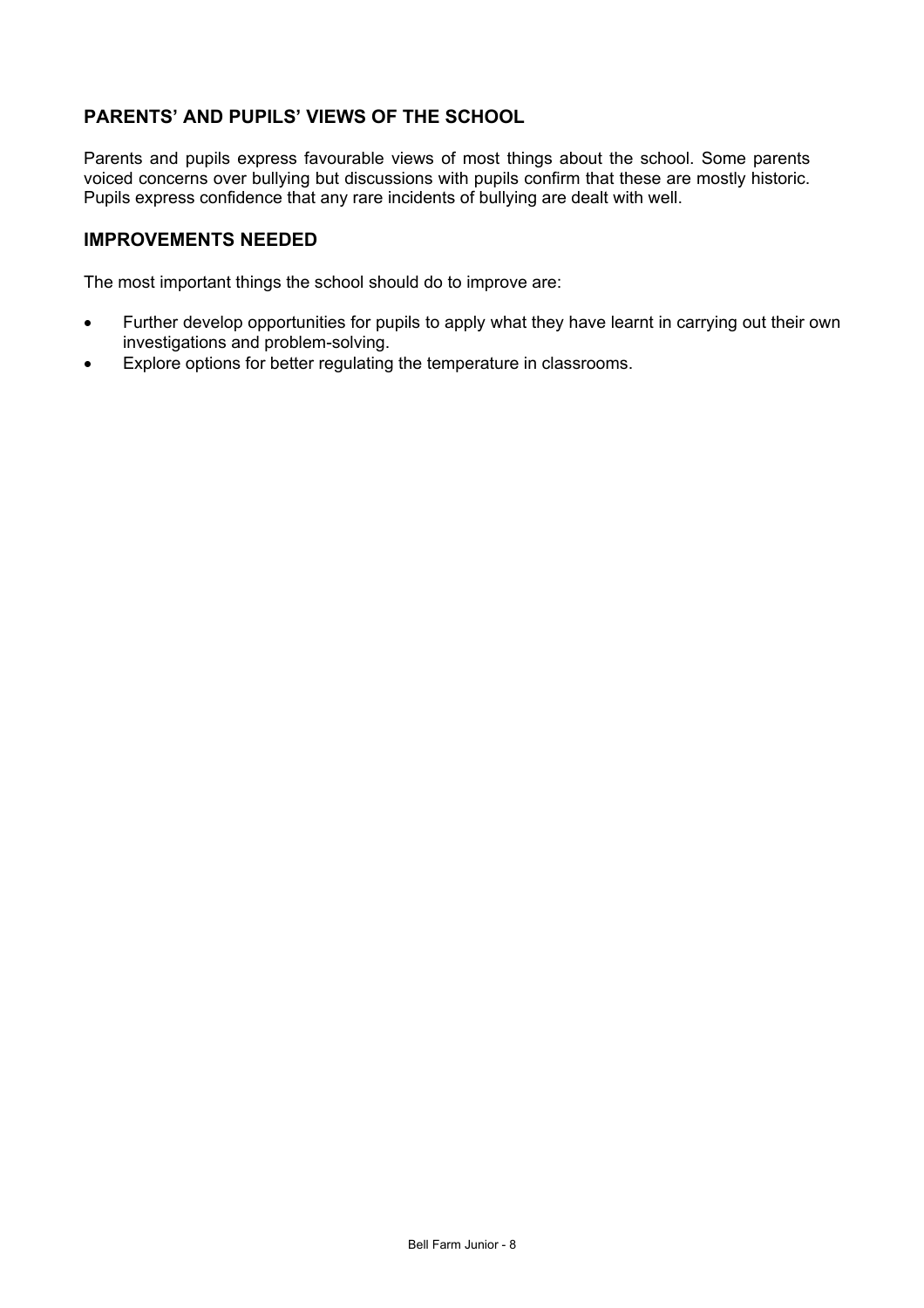## PARENTS' AND PUPILS' VIEWS OF THE SCHOOL

Parents and pupils express favourable views of most things about the school. Some parents voiced concerns over bullying but discussions with pupils confirm that these are mostly historic. Pupils express confidence that any rare incidents of bullying are dealt with well.

## IMPROVEMENTS NEEDED

The most important things the school should do to improve are:

- Further develop opportunities for pupils to apply what they have learnt in carrying out their own investigations and problem-solving.
- Explore options for better regulating the temperature in classrooms.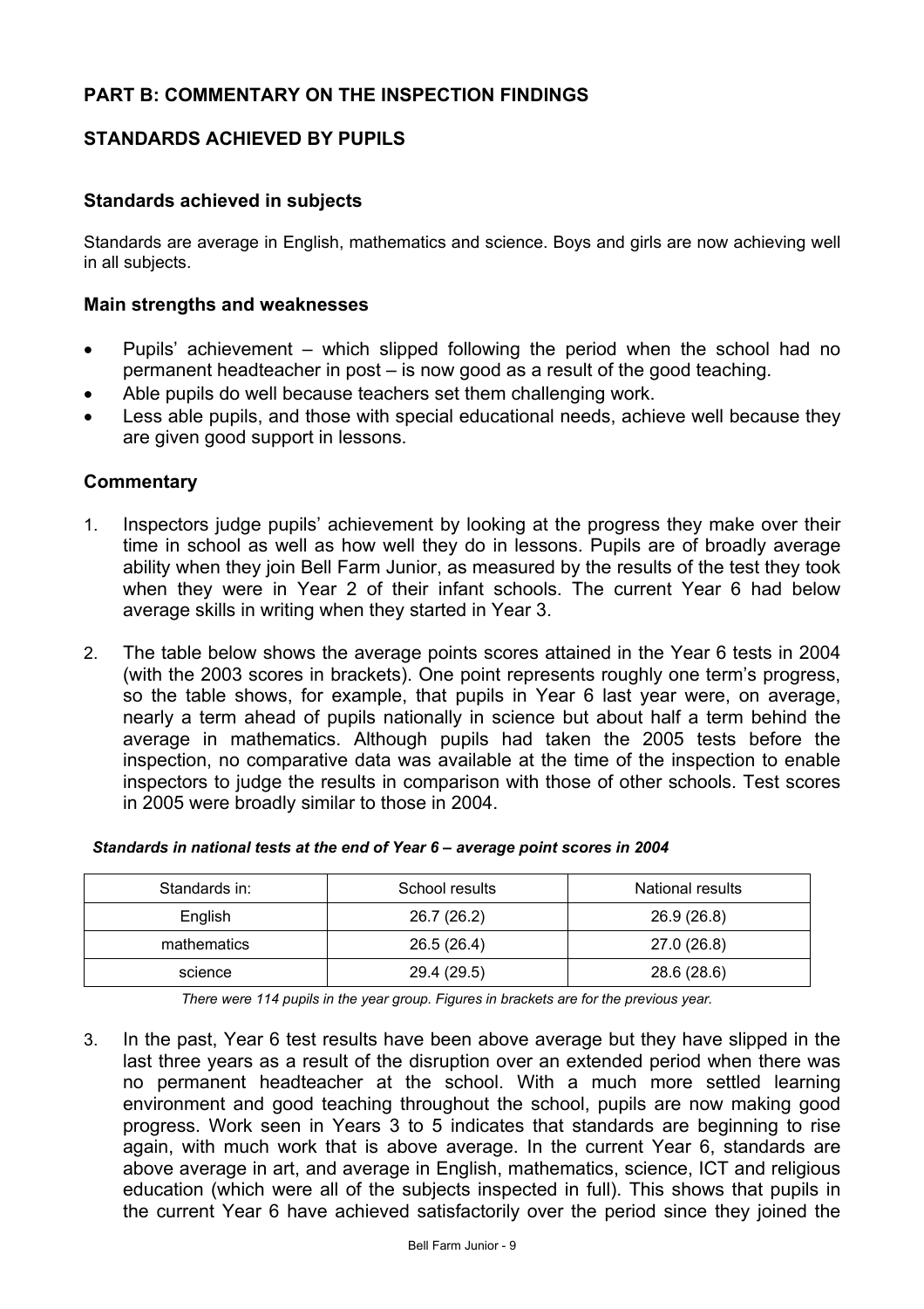## PART B: COMMENTARY ON THE INSPECTION FINDINGS

## STANDARDS ACHIEVED BY PUPILS

### Standards achieved in subjects

Standards are average in English, mathematics and science. Boys and girls are now achieving well in all subjects.

### Main strengths and weaknesses

- Pupils' achievement – which slipped following the period when the school had no permanent headteacher in post – is now good as a result of the good teaching.
- Able pupils do well because teachers set them challenging work.
- Less able pupils, and those with special educational needs, achieve well because they are given good support in lessons.

### Commentary

1. Inspectors judge pupils' achievement by looking at the progress they make over their time in school as well as how well they do in lessons. Pupils are of broadly average ability when they join Bell Farm Junior, as measured by the results of the test they took when they were in Year 2 of their infant schools. The current Year 6 had below average skills in writing when they started in Year 3.

2. The table below shows the average points scores attained in the Year 6 tests in 2004 (with the 2003 scores in brackets). One point represents roughly one term's progress, so the table shows, for example, that pupils in Year 6 last year were, on average, nearly a term ahead of pupils nationally in science but about half a term behind the average in mathematics. Although pupils had taken the 2005 tests before the inspection, no comparative data was available at the time of the inspection to enable inspectors to judge the results in comparison with those of other schools. Test scores in 2005 were broadly similar to those in 2004.

***Standards in national tests at the end of Year 6 – average point scores in 2004***

| Standards in: | School results | National results |
|---|---|---|
| English | 26.7 (26.2) | 26.9 (26.8) |
| mathematics | 26.5 (26.4) | 27.0 (26.8) |
| science | 29.4 (29.5) | 28.6 (28.6) |

*There were 114 pupils in the year group. Figures in brackets are for the previous year.*

3. In the past, Year 6 test results have been above average but they have slipped in the last three years as a result of the disruption over an extended period when there was no permanent headteacher at the school. With a much more settled learning environment and good teaching throughout the school, pupils are now making good progress. Work seen in Years 3 to 5 indicates that standards are beginning to rise again, with much work that is above average. In the current Year 6, standards are above average in art, and average in English, mathematics, science, ICT and religious education (which were all of the subjects inspected in full). This shows that pupils in the current Year 6 have achieved satisfactorily over the period since they joined the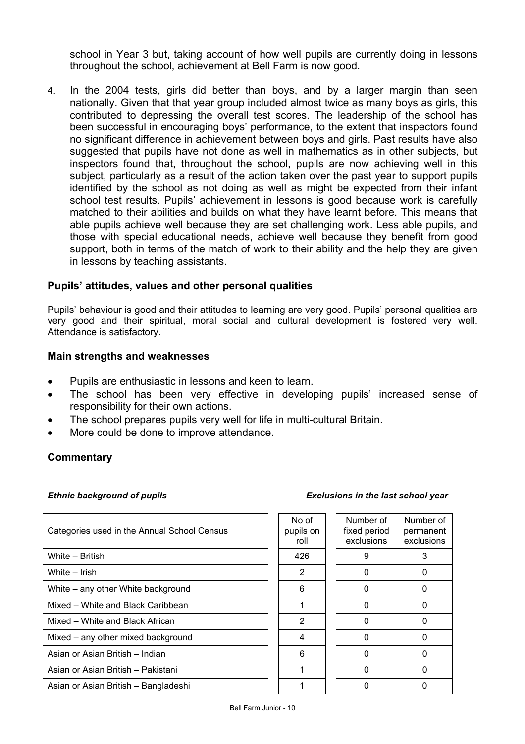school in Year 3 but, taking account of how well pupils are currently doing in lessons throughout the school, achievement at Bell Farm is now good.

4. In the 2004 tests, girls did better than boys, and by a larger margin than seen nationally. Given that that year group included almost twice as many boys as girls, this contributed to depressing the overall test scores. The leadership of the school has been successful in encouraging boys' performance, to the extent that inspectors found no significant difference in achievement between boys and girls. Past results have also suggested that pupils have not done as well in mathematics as in other subjects, but inspectors found that, throughout the school, pupils are now achieving well in this subject, particularly as a result of the action taken over the past year to support pupils identified by the school as not doing as well as might be expected from their infant school test results. Pupils' achievement in lessons is good because work is carefully matched to their abilities and builds on what they have learnt before. This means that able pupils achieve well because they are set challenging work. Less able pupils, and those with special educational needs, achieve well because they benefit from good support, both in terms of the match of work to their ability and the help they are given in lessons by teaching assistants.

### Pupils' attitudes, values and other personal qualities

Pupils' behaviour is good and their attitudes to learning are very good. Pupils' personal qualities are very good and their spiritual, moral social and cultural development is fostered very well. Attendance is satisfactory.

### Main strengths and weaknesses

- Pupils are enthusiastic in lessons and keen to learn.
- The school has been very effective in developing pupils' increased sense of responsibility for their own actions.
- The school prepares pupils very well for life in multi-cultural Britain.
- More could be done to improve attendance.

### Commentary

***Ethnic background of pupils*** ***Exclusions in the last school year***

| Categories used in the Annual School Census | No of pupils on roll | Number of fixed period exclusions | Number of permanent exclusions |
|---|---|---|---|
| White – British | 426 | 9 | 3 |
| White – Irish | 2 | 0 | 0 |
| White – any other White background | 6 | 0 | 0 |
| Mixed – White and Black Caribbean | 1 | 0 | 0 |
| Mixed – White and Black African | 2 | 0 | 0 |
| Mixed – any other mixed background | 4 | 0 | 0 |
| Asian or Asian British – Indian | 6 | 0 | 0 |
| Asian or Asian British – Pakistani | 1 | 0 | 0 |
| Asian or Asian British – Bangladeshi | 1 | 0 | 0 |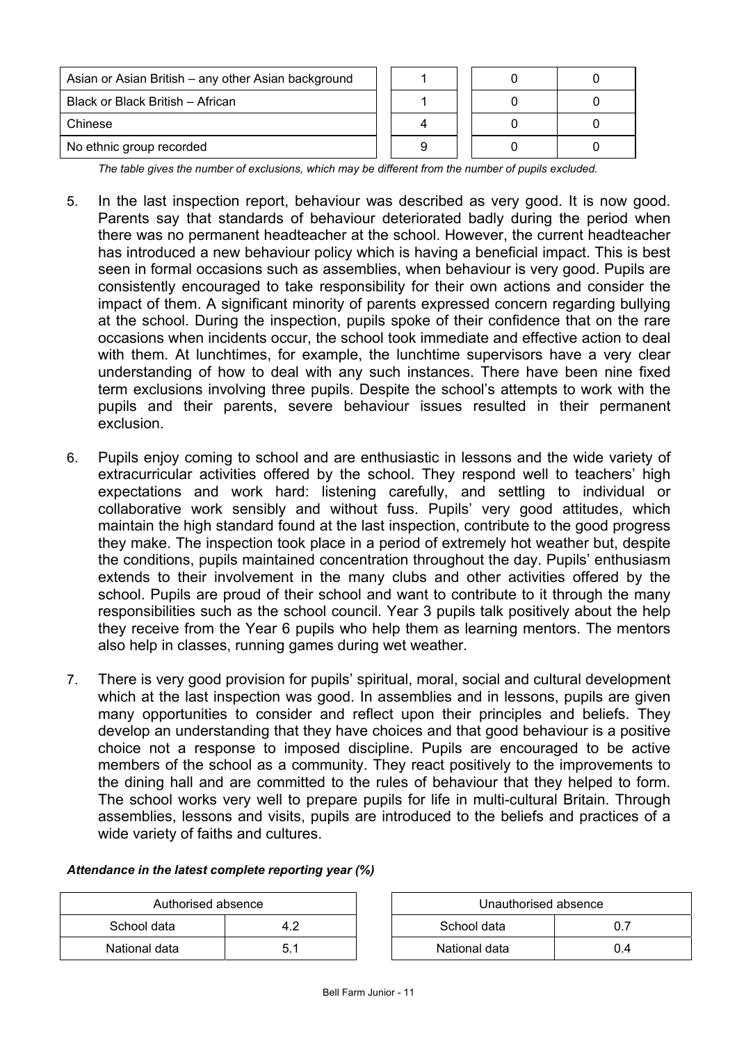| | | | |
|---|---|---|---|
| Asian or Asian British – any other Asian background | 1 | 0 | 0 |
| Black or Black British – African | 1 | 0 | 0 |
| Chinese | 4 | 0 | 0 |
| No ethnic group recorded | 9 | 0 | 0 |

*The table gives the number of exclusions, which may be different from the number of pupils excluded.*

5. In the last inspection report, behaviour was described as very good. It is now good. Parents say that standards of behaviour deteriorated badly during the period when there was no permanent headteacher at the school. However, the current headteacher has introduced a new behaviour policy which is having a beneficial impact. This is best seen in formal occasions such as assemblies, when behaviour is very good. Pupils are consistently encouraged to take responsibility for their own actions and consider the impact of them. A significant minority of parents expressed concern regarding bullying at the school. During the inspection, pupils spoke of their confidence that on the rare occasions when incidents occur, the school took immediate and effective action to deal with them. At lunchtimes, for example, the lunchtime supervisors have a very clear understanding of how to deal with any such instances. There have been nine fixed term exclusions involving three pupils. Despite the school's attempts to work with the pupils and their parents, severe behaviour issues resulted in their permanent exclusion.

6. Pupils enjoy coming to school and are enthusiastic in lessons and the wide variety of extracurricular activities offered by the school. They respond well to teachers' high expectations and work hard: listening carefully, and settling to individual or collaborative work sensibly and without fuss. Pupils' very good attitudes, which maintain the high standard found at the last inspection, contribute to the good progress they make. The inspection took place in a period of extremely hot weather but, despite the conditions, pupils maintained concentration throughout the day. Pupils' enthusiasm extends to their involvement in the many clubs and other activities offered by the school. Pupils are proud of their school and want to contribute to it through the many responsibilities such as the school council. Year 3 pupils talk positively about the help they receive from the Year 6 pupils who help them as learning mentors. The mentors also help in classes, running games during wet weather.

7. There is very good provision for pupils' spiritual, moral, social and cultural development which at the last inspection was good. In assemblies and in lessons, pupils are given many opportunities to consider and reflect upon their principles and beliefs. They develop an understanding that they have choices and that good behaviour is a positive choice not a response to imposed discipline. Pupils are encouraged to be active members of the school as a community. They react positively to the improvements to the dining hall and are committed to the rules of behaviour that they helped to form. The school works very well to prepare pupils for life in multi-cultural Britain. Through assemblies, lessons and visits, pupils are introduced to the beliefs and practices of a wide variety of faiths and cultures.

***Attendance in the latest complete reporting year (%)***

| Authorised absence | |
|---|---|
| School data | 4.2 |
| National data | 5.1 |

| Unauthorised absence | |
|---|---|
| School data | 0.7 |
| National data | 0.4 |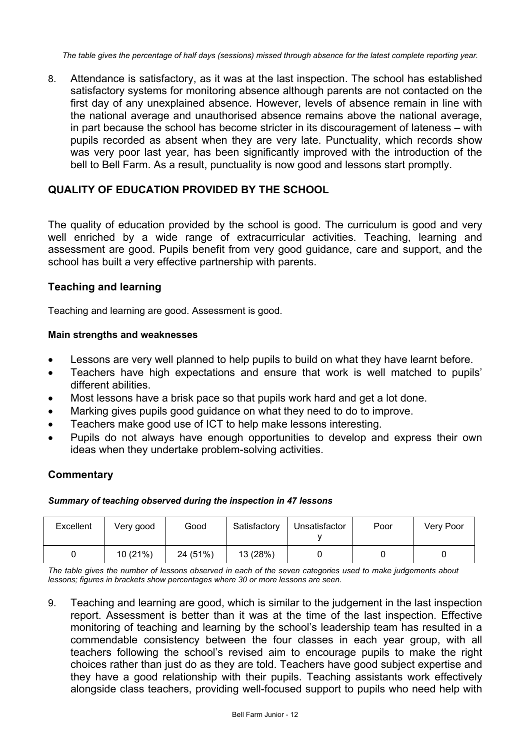*The table gives the percentage of half days (sessions) missed through absence for the latest complete reporting year.*

8. Attendance is satisfactory, as it was at the last inspection. The school has established satisfactory systems for monitoring absence although parents are not contacted on the first day of any unexplained absence. However, levels of absence remain in line with the national average and unauthorised absence remains above the national average, in part because the school has become stricter in its discouragement of lateness – with pupils recorded as absent when they are very late. Punctuality, which records show was very poor last year, has been significantly improved with the introduction of the bell to Bell Farm. As a result, punctuality is now good and lessons start promptly.

## QUALITY OF EDUCATION PROVIDED BY THE SCHOOL

The quality of education provided by the school is good. The curriculum is good and very well enriched by a wide range of extracurricular activities. Teaching, learning and assessment are good. Pupils benefit from very good guidance, care and support, and the school has built a very effective partnership with parents.

### Teaching and learning

Teaching and learning are good. Assessment is good.

**Main strengths and weaknesses**

- Lessons are very well planned to help pupils to build on what they have learnt before.
- Teachers have high expectations and ensure that work is well matched to pupils' different abilities.
- Most lessons have a brisk pace so that pupils work hard and get a lot done.
- Marking gives pupils good guidance on what they need to do to improve.
- Teachers make good use of ICT to help make lessons interesting.
- Pupils do not always have enough opportunities to develop and express their own ideas when they undertake problem-solving activities.

### Commentary

***Summary of teaching observed during the inspection in 47 lessons***

| Excellent | Very good | Good | Satisfactory | Unsatisfactory | Poor | Very Poor |
|---|---|---|---|---|---|---|
| 0 | 10 (21%) | 24 (51%) | 13 (28%) | 0 | 0 | 0 |

*The table gives the number of lessons observed in each of the seven categories used to make judgements about lessons; figures in brackets show percentages where 30 or more lessons are seen.*

9. Teaching and learning are good, which is similar to the judgement in the last inspection report. Assessment is better than it was at the time of the last inspection. Effective monitoring of teaching and learning by the school's leadership team has resulted in a commendable consistency between the four classes in each year group, with all teachers following the school's revised aim to encourage pupils to make the right choices rather than just do as they are told. Teachers have good subject expertise and they have a good relationship with their pupils. Teaching assistants work effectively alongside class teachers, providing well-focused support to pupils who need help with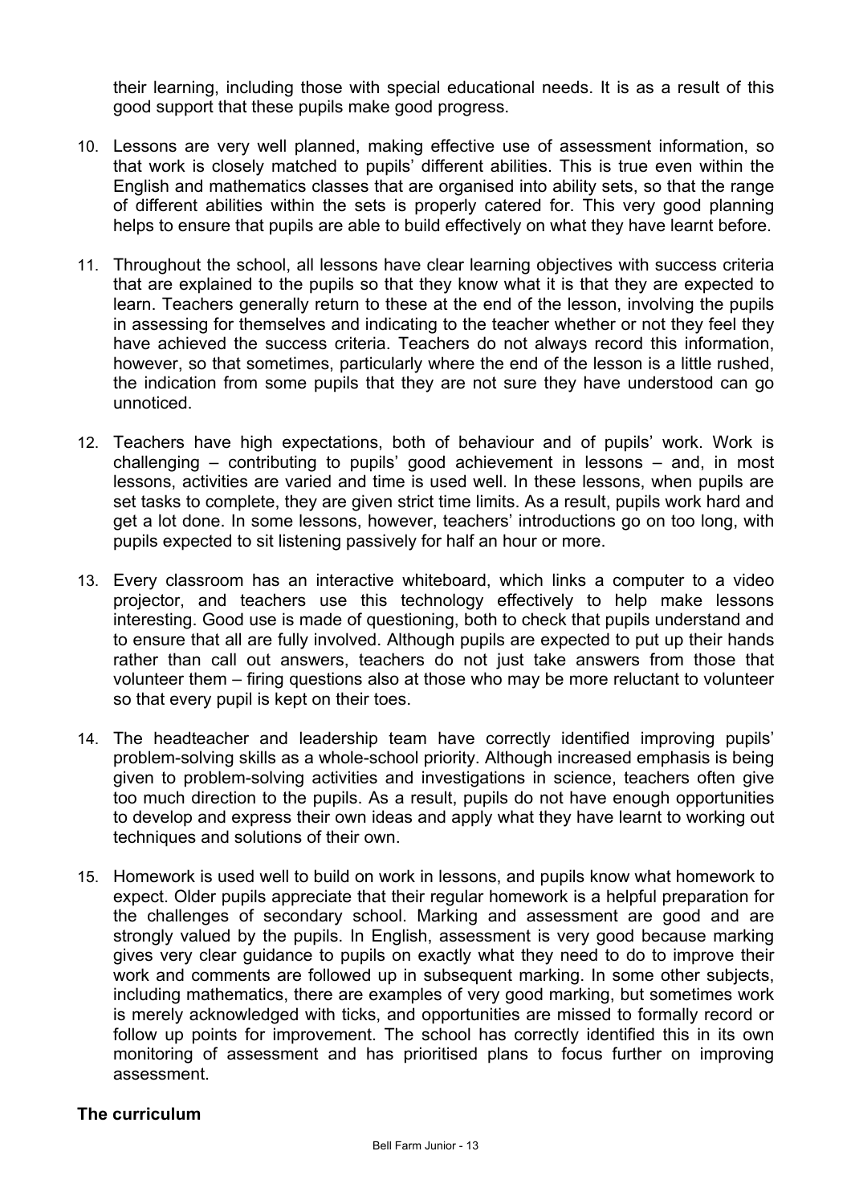their learning, including those with special educational needs. It is as a result of this good support that these pupils make good progress.

10. Lessons are very well planned, making effective use of assessment information, so that work is closely matched to pupils' different abilities. This is true even within the English and mathematics classes that are organised into ability sets, so that the range of different abilities within the sets is properly catered for. This very good planning helps to ensure that pupils are able to build effectively on what they have learnt before.

11. Throughout the school, all lessons have clear learning objectives with success criteria that are explained to the pupils so that they know what it is that they are expected to learn. Teachers generally return to these at the end of the lesson, involving the pupils in assessing for themselves and indicating to the teacher whether or not they feel they have achieved the success criteria. Teachers do not always record this information, however, so that sometimes, particularly where the end of the lesson is a little rushed, the indication from some pupils that they are not sure they have understood can go unnoticed.

12. Teachers have high expectations, both of behaviour and of pupils' work. Work is challenging – contributing to pupils' good achievement in lessons – and, in most lessons, activities are varied and time is used well. In these lessons, when pupils are set tasks to complete, they are given strict time limits. As a result, pupils work hard and get a lot done. In some lessons, however, teachers' introductions go on too long, with pupils expected to sit listening passively for half an hour or more.

13. Every classroom has an interactive whiteboard, which links a computer to a video projector, and teachers use this technology effectively to help make lessons interesting. Good use is made of questioning, both to check that pupils understand and to ensure that all are fully involved. Although pupils are expected to put up their hands rather than call out answers, teachers do not just take answers from those that volunteer them – firing questions also at those who may be more reluctant to volunteer so that every pupil is kept on their toes.

14. The headteacher and leadership team have correctly identified improving pupils' problem-solving skills as a whole-school priority. Although increased emphasis is being given to problem-solving activities and investigations in science, teachers often give too much direction to the pupils. As a result, pupils do not have enough opportunities to develop and express their own ideas and apply what they have learnt to working out techniques and solutions of their own.

15. Homework is used well to build on work in lessons, and pupils know what homework to expect. Older pupils appreciate that their regular homework is a helpful preparation for the challenges of secondary school. Marking and assessment are good and are strongly valued by the pupils. In English, assessment is very good because marking gives very clear guidance to pupils on exactly what they need to do to improve their work and comments are followed up in subsequent marking. In some other subjects, including mathematics, there are examples of very good marking, but sometimes work is merely acknowledged with ticks, and opportunities are missed to formally record or follow up points for improvement. The school has correctly identified this in its own monitoring of assessment and has prioritised plans to focus further on improving assessment.

### The curriculum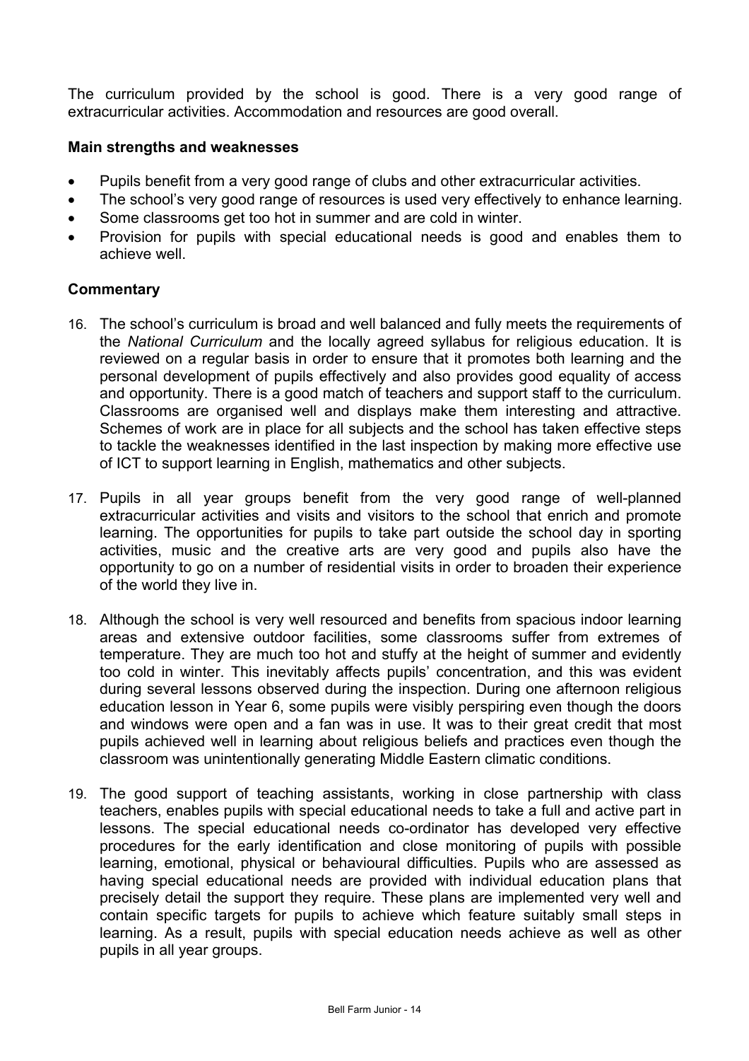The curriculum provided by the school is good. There is a very good range of extracurricular activities. Accommodation and resources are good overall.

**Main strengths and weaknesses**

- Pupils benefit from a very good range of clubs and other extracurricular activities.
- The school's very good range of resources is used very effectively to enhance learning.
- Some classrooms get too hot in summer and are cold in winter.
- Provision for pupils with special educational needs is good and enables them to achieve well.

**Commentary**

16. The school's curriculum is broad and well balanced and fully meets the requirements of the *National Curriculum* and the locally agreed syllabus for religious education. It is reviewed on a regular basis in order to ensure that it promotes both learning and the personal development of pupils effectively and also provides good equality of access and opportunity. There is a good match of teachers and support staff to the curriculum. Classrooms are organised well and displays make them interesting and attractive. Schemes of work are in place for all subjects and the school has taken effective steps to tackle the weaknesses identified in the last inspection by making more effective use of ICT to support learning in English, mathematics and other subjects.

17. Pupils in all year groups benefit from the very good range of well-planned extracurricular activities and visits and visitors to the school that enrich and promote learning. The opportunities for pupils to take part outside the school day in sporting activities, music and the creative arts are very good and pupils also have the opportunity to go on a number of residential visits in order to broaden their experience of the world they live in.

18. Although the school is very well resourced and benefits from spacious indoor learning areas and extensive outdoor facilities, some classrooms suffer from extremes of temperature. They are much too hot and stuffy at the height of summer and evidently too cold in winter. This inevitably affects pupils' concentration, and this was evident during several lessons observed during the inspection. During one afternoon religious education lesson in Year 6, some pupils were visibly perspiring even though the doors and windows were open and a fan was in use. It was to their great credit that most pupils achieved well in learning about religious beliefs and practices even though the classroom was unintentionally generating Middle Eastern climatic conditions.

19. The good support of teaching assistants, working in close partnership with class teachers, enables pupils with special educational needs to take a full and active part in lessons. The special educational needs co-ordinator has developed very effective procedures for the early identification and close monitoring of pupils with possible learning, emotional, physical or behavioural difficulties. Pupils who are assessed as having special educational needs are provided with individual education plans that precisely detail the support they require. These plans are implemented very well and contain specific targets for pupils to achieve which feature suitably small steps in learning. As a result, pupils with special education needs achieve as well as other pupils in all year groups.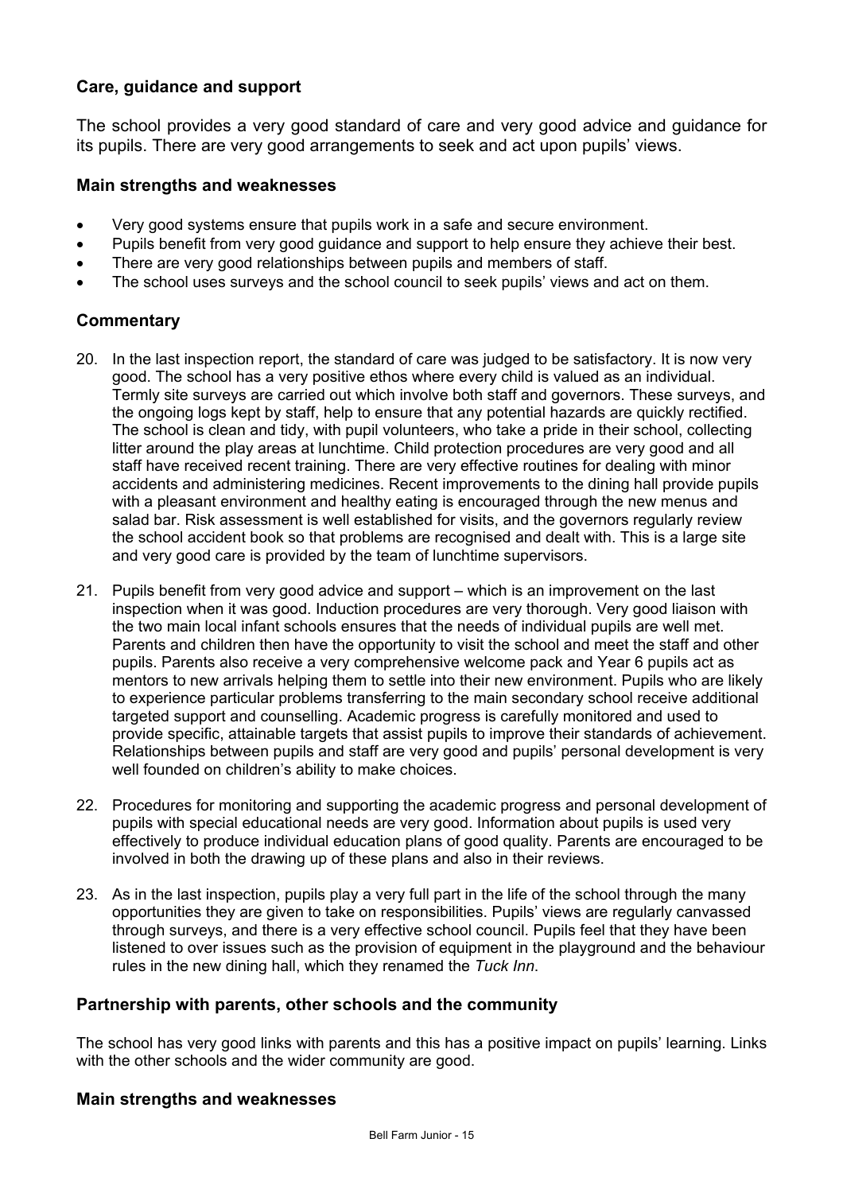### Care, guidance and support

The school provides a very good standard of care and very good advice and guidance for its pupils. There are very good arrangements to seek and act upon pupils' views.

#### Main strengths and weaknesses

- Very good systems ensure that pupils work in a safe and secure environment.
- Pupils benefit from very good guidance and support to help ensure they achieve their best.
- There are very good relationships between pupils and members of staff.
- The school uses surveys and the school council to seek pupils' views and act on them.

#### Commentary

20. In the last inspection report, the standard of care was judged to be satisfactory. It is now very good. The school has a very positive ethos where every child is valued as an individual. Termly site surveys are carried out which involve both staff and governors. These surveys, and the ongoing logs kept by staff, help to ensure that any potential hazards are quickly rectified. The school is clean and tidy, with pupil volunteers, who take a pride in their school, collecting litter around the play areas at lunchtime. Child protection procedures are very good and all staff have received recent training. There are very effective routines for dealing with minor accidents and administering medicines. Recent improvements to the dining hall provide pupils with a pleasant environment and healthy eating is encouraged through the new menus and salad bar. Risk assessment is well established for visits, and the governors regularly review the school accident book so that problems are recognised and dealt with. This is a large site and very good care is provided by the team of lunchtime supervisors.

21. Pupils benefit from very good advice and support – which is an improvement on the last inspection when it was good. Induction procedures are very thorough. Very good liaison with the two main local infant schools ensures that the needs of individual pupils are well met. Parents and children then have the opportunity to visit the school and meet the staff and other pupils. Parents also receive a very comprehensive welcome pack and Year 6 pupils act as mentors to new arrivals helping them to settle into their new environment. Pupils who are likely to experience particular problems transferring to the main secondary school receive additional targeted support and counselling. Academic progress is carefully monitored and used to provide specific, attainable targets that assist pupils to improve their standards of achievement. Relationships between pupils and staff are very good and pupils' personal development is very well founded on children's ability to make choices.

22. Procedures for monitoring and supporting the academic progress and personal development of pupils with special educational needs are very good. Information about pupils is used very effectively to produce individual education plans of good quality. Parents are encouraged to be involved in both the drawing up of these plans and also in their reviews.

23. As in the last inspection, pupils play a very full part in the life of the school through the many opportunities they are given to take on responsibilities. Pupils' views are regularly canvassed through surveys, and there is a very effective school council. Pupils feel that they have been listened to over issues such as the provision of equipment in the playground and the behaviour rules in the new dining hall, which they renamed the *Tuck Inn*.

### Partnership with parents, other schools and the community

The school has very good links with parents and this has a positive impact on pupils' learning. Links with the other schools and the wider community are good.

#### Main strengths and weaknesses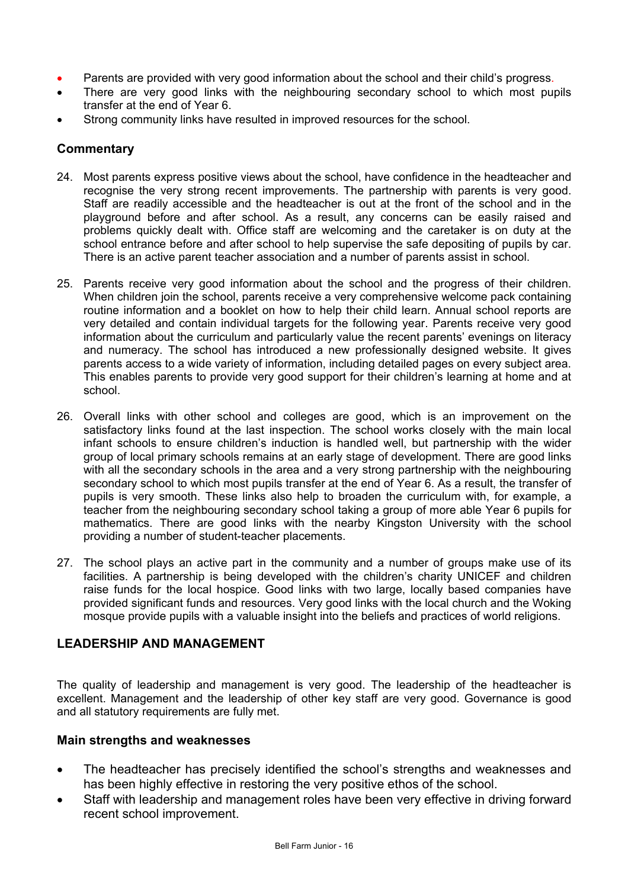- Parents are provided with very good information about the school and their child's progress.
- There are very good links with the neighbouring secondary school to which most pupils transfer at the end of Year 6.
- Strong community links have resulted in improved resources for the school.

### Commentary

24. Most parents express positive views about the school, have confidence in the headteacher and recognise the very strong recent improvements. The partnership with parents is very good. Staff are readily accessible and the headteacher is out at the front of the school and in the playground before and after school. As a result, any concerns can be easily raised and problems quickly dealt with. Office staff are welcoming and the caretaker is on duty at the school entrance before and after school to help supervise the safe depositing of pupils by car. There is an active parent teacher association and a number of parents assist in school.

25. Parents receive very good information about the school and the progress of their children. When children join the school, parents receive a very comprehensive welcome pack containing routine information and a booklet on how to help their child learn. Annual school reports are very detailed and contain individual targets for the following year. Parents receive very good information about the curriculum and particularly value the recent parents' evenings on literacy and numeracy. The school has introduced a new professionally designed website. It gives parents access to a wide variety of information, including detailed pages on every subject area. This enables parents to provide very good support for their children's learning at home and at school.

26. Overall links with other school and colleges are good, which is an improvement on the satisfactory links found at the last inspection. The school works closely with the main local infant schools to ensure children's induction is handled well, but partnership with the wider group of local primary schools remains at an early stage of development. There are good links with all the secondary schools in the area and a very strong partnership with the neighbouring secondary school to which most pupils transfer at the end of Year 6. As a result, the transfer of pupils is very smooth. These links also help to broaden the curriculum with, for example, a teacher from the neighbouring secondary school taking a group of more able Year 6 pupils for mathematics. There are good links with the nearby Kingston University with the school providing a number of student-teacher placements.

27. The school plays an active part in the community and a number of groups make use of its facilities. A partnership is being developed with the children's charity UNICEF and children raise funds for the local hospice. Good links with two large, locally based companies have provided significant funds and resources. Very good links with the local church and the Woking mosque provide pupils with a valuable insight into the beliefs and practices of world religions.

## LEADERSHIP AND MANAGEMENT

The quality of leadership and management is very good. The leadership of the headteacher is excellent. Management and the leadership of other key staff are very good. Governance is good and all statutory requirements are fully met.

### Main strengths and weaknesses

- The headteacher has precisely identified the school's strengths and weaknesses and has been highly effective in restoring the very positive ethos of the school.
- Staff with leadership and management roles have been very effective in driving forward recent school improvement.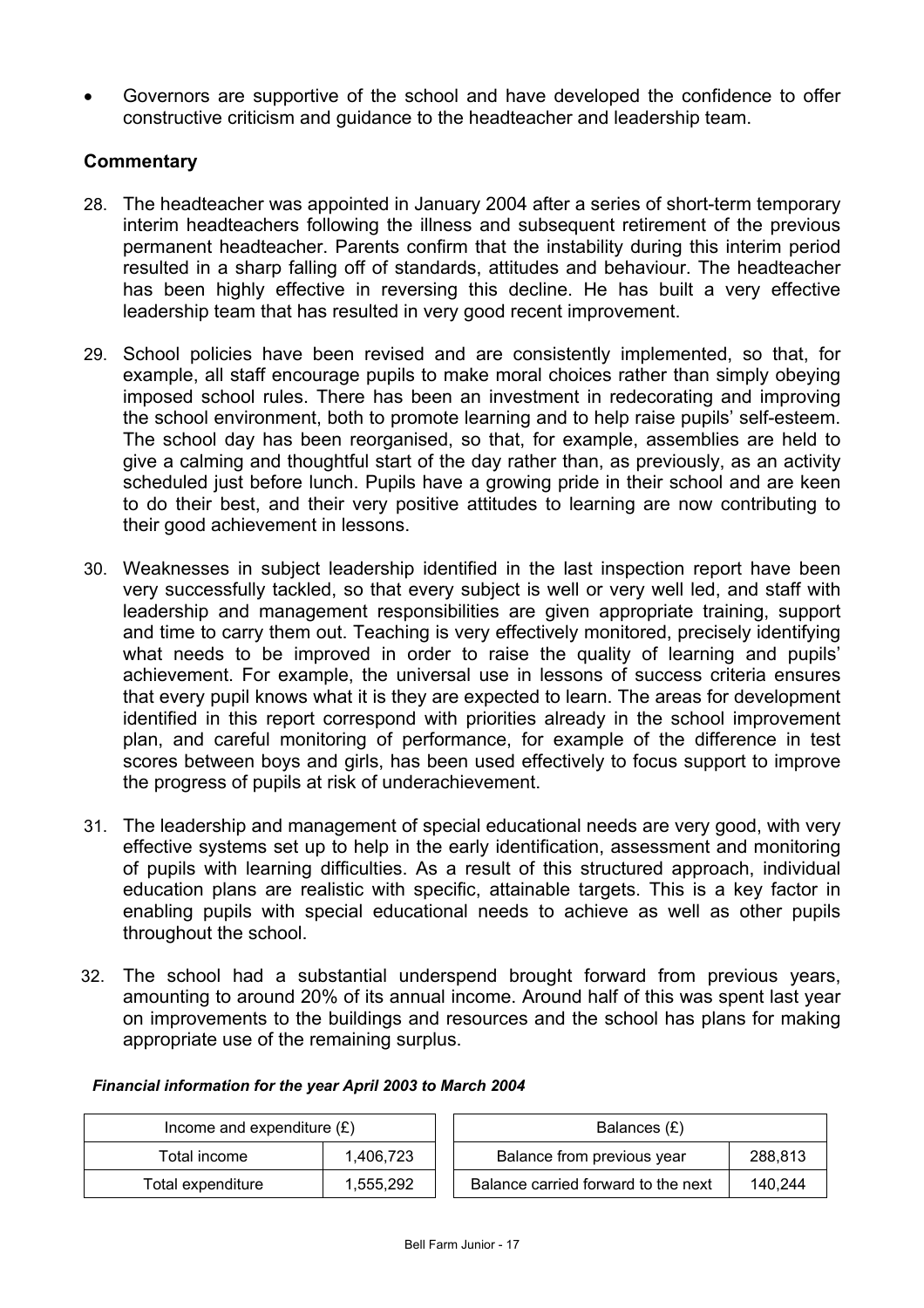- Governors are supportive of the school and have developed the confidence to offer constructive criticism and guidance to the headteacher and leadership team.

### Commentary

28. The headteacher was appointed in January 2004 after a series of short-term temporary interim headteachers following the illness and subsequent retirement of the previous permanent headteacher. Parents confirm that the instability during this interim period resulted in a sharp falling off of standards, attitudes and behaviour. The headteacher has been highly effective in reversing this decline. He has built a very effective leadership team that has resulted in very good recent improvement.

29. School policies have been revised and are consistently implemented, so that, for example, all staff encourage pupils to make moral choices rather than simply obeying imposed school rules. There has been an investment in redecorating and improving the school environment, both to promote learning and to help raise pupils' self-esteem. The school day has been reorganised, so that, for example, assemblies are held to give a calming and thoughtful start of the day rather than, as previously, as an activity scheduled just before lunch. Pupils have a growing pride in their school and are keen to do their best, and their very positive attitudes to learning are now contributing to their good achievement in lessons.

30. Weaknesses in subject leadership identified in the last inspection report have been very successfully tackled, so that every subject is well or very well led, and staff with leadership and management responsibilities are given appropriate training, support and time to carry them out. Teaching is very effectively monitored, precisely identifying what needs to be improved in order to raise the quality of learning and pupils' achievement. For example, the universal use in lessons of success criteria ensures that every pupil knows what it is they are expected to learn. The areas for development identified in this report correspond with priorities already in the school improvement plan, and careful monitoring of performance, for example of the difference in test scores between boys and girls, has been used effectively to focus support to improve the progress of pupils at risk of underachievement.

31. The leadership and management of special educational needs are very good, with very effective systems set up to help in the early identification, assessment and monitoring of pupils with learning difficulties. As a result of this structured approach, individual education plans are realistic with specific, attainable targets. This is a key factor in enabling pupils with special educational needs to achieve as well as other pupils throughout the school.

32. The school had a substantial underspend brought forward from previous years, amounting to around 20% of its annual income. Around half of this was spent last year on improvements to the buildings and resources and the school has plans for making appropriate use of the remaining surplus.

***Financial information for the year April 2003 to March 2004***

| Income and expenditure (£) | |
|---|---|
| Total income | 1,406,723 |
| Total expenditure | 1,555,292 |

| Balances (£) | |
|---|---|
| Balance from previous year | 288,813 |
| Balance carried forward to the next | 140,244 |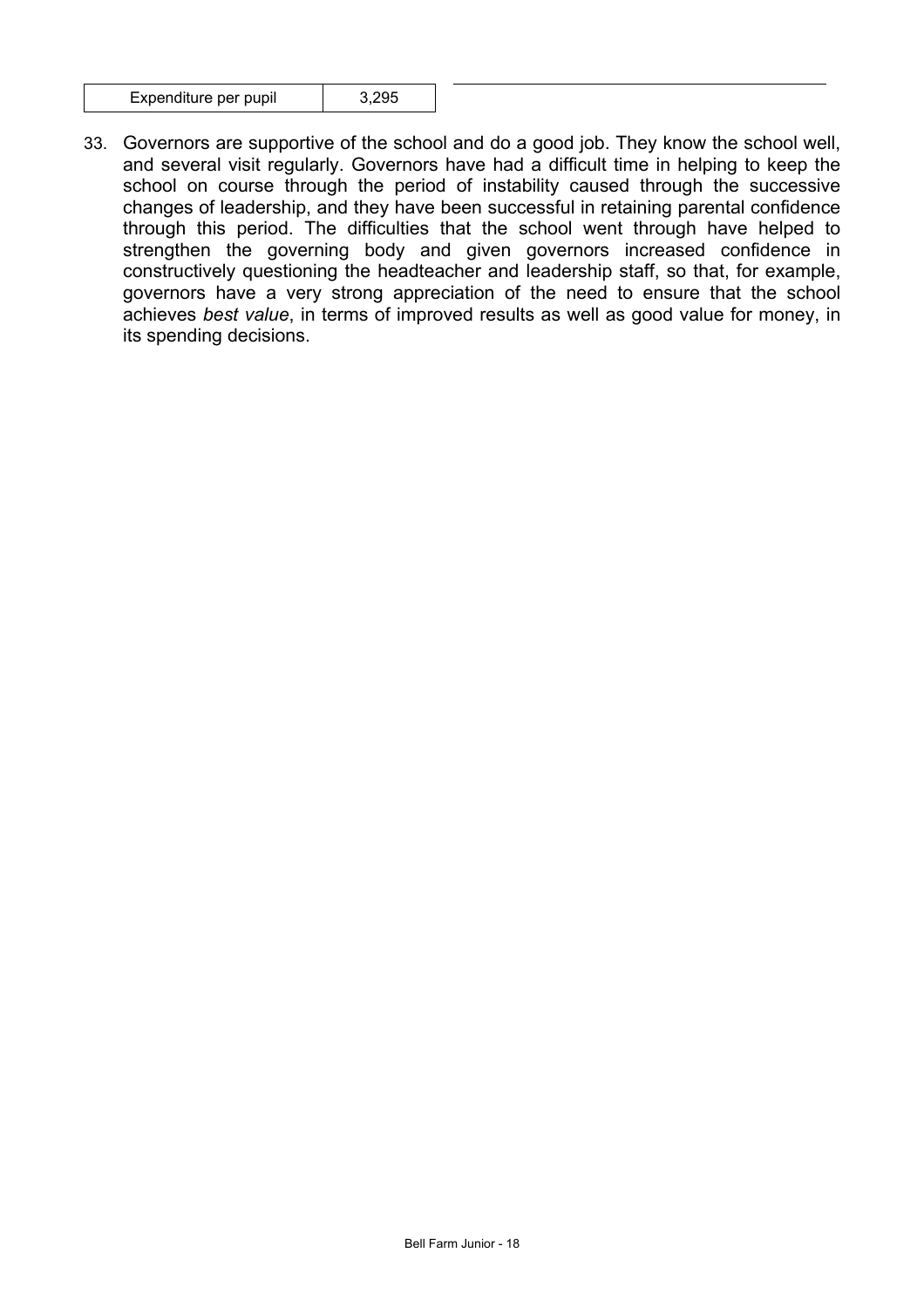| Expenditure per pupil | 3,295 |
| --- | --- |

33. Governors are supportive of the school and do a good job. They know the school well, and several visit regularly. Governors have had a difficult time in helping to keep the school on course through the period of instability caused through the successive changes of leadership, and they have been successful in retaining parental confidence through this period. The difficulties that the school went through have helped to strengthen the governing body and given governors increased confidence in constructively questioning the headteacher and leadership staff, so that, for example, governors have a very strong appreciation of the need to ensure that the school achieves *best value*, in terms of improved results as well as good value for money, in its spending decisions.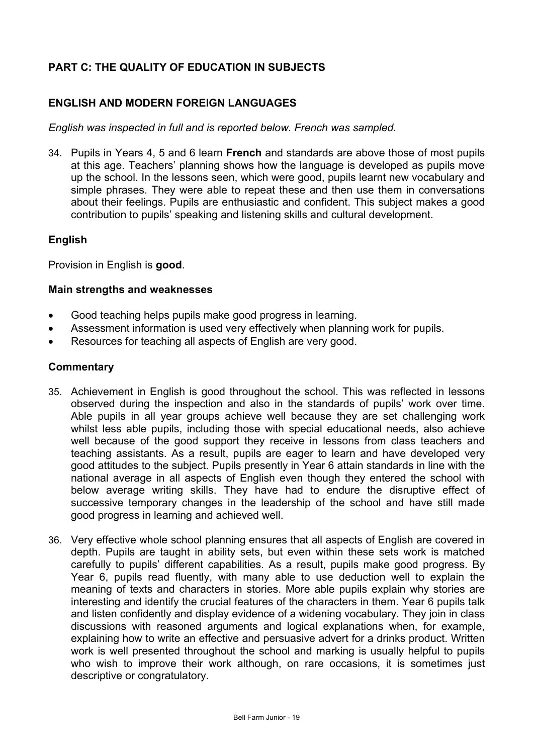## PART C: THE QUALITY OF EDUCATION IN SUBJECTS

### ENGLISH AND MODERN FOREIGN LANGUAGES

*English was inspected in full and is reported below. French was sampled.*

34. Pupils in Years 4, 5 and 6 learn **French** and standards are above those of most pupils at this age. Teachers' planning shows how the language is developed as pupils move up the school. In the lessons seen, which were good, pupils learnt new vocabulary and simple phrases. They were able to repeat these and then use them in conversations about their feelings. Pupils are enthusiastic and confident. This subject makes a good contribution to pupils' speaking and listening skills and cultural development.

### English

Provision in English is **good**.

#### Main strengths and weaknesses

- Good teaching helps pupils make good progress in learning.
- Assessment information is used very effectively when planning work for pupils.
- Resources for teaching all aspects of English are very good.

#### Commentary

35. Achievement in English is good throughout the school. This was reflected in lessons observed during the inspection and also in the standards of pupils' work over time. Able pupils in all year groups achieve well because they are set challenging work whilst less able pupils, including those with special educational needs, also achieve well because of the good support they receive in lessons from class teachers and teaching assistants. As a result, pupils are eager to learn and have developed very good attitudes to the subject. Pupils presently in Year 6 attain standards in line with the national average in all aspects of English even though they entered the school with below average writing skills. They have had to endure the disruptive effect of successive temporary changes in the leadership of the school and have still made good progress in learning and achieved well.

36. Very effective whole school planning ensures that all aspects of English are covered in depth. Pupils are taught in ability sets, but even within these sets work is matched carefully to pupils' different capabilities. As a result, pupils make good progress. By Year 6, pupils read fluently, with many able to use deduction well to explain the meaning of texts and characters in stories. More able pupils explain why stories are interesting and identify the crucial features of the characters in them. Year 6 pupils talk and listen confidently and display evidence of a widening vocabulary. They join in class discussions with reasoned arguments and logical explanations when, for example, explaining how to write an effective and persuasive advert for a drinks product. Written work is well presented throughout the school and marking is usually helpful to pupils who wish to improve their work although, on rare occasions, it is sometimes just descriptive or congratulatory.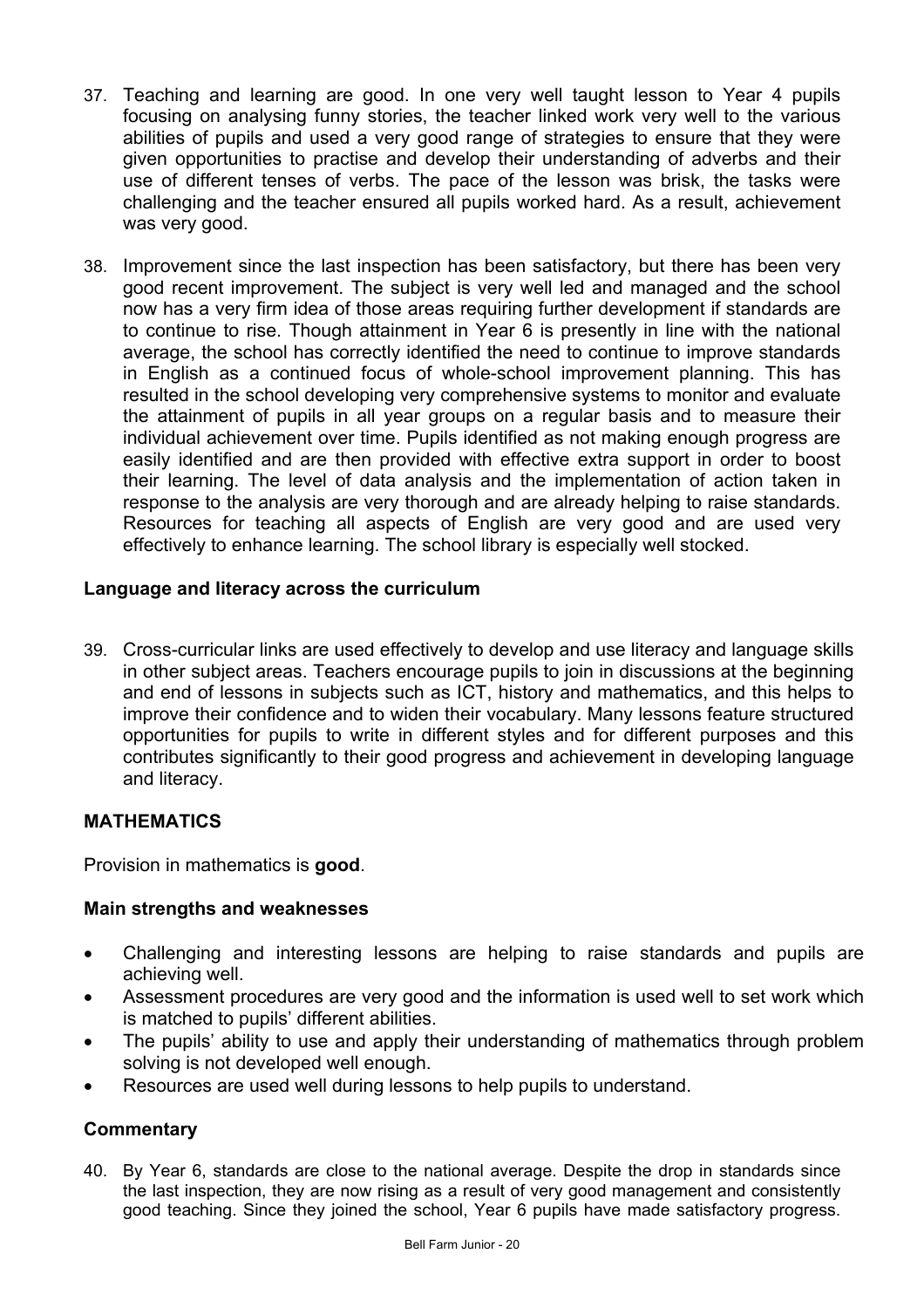37. Teaching and learning are good. In one very well taught lesson to Year 4 pupils focusing on analysing funny stories, the teacher linked work very well to the various abilities of pupils and used a very good range of strategies to ensure that they were given opportunities to practise and develop their understanding of adverbs and their use of different tenses of verbs. The pace of the lesson was brisk, the tasks were challenging and the teacher ensured all pupils worked hard. As a result, achievement was very good.

38. Improvement since the last inspection has been satisfactory, but there has been very good recent improvement. The subject is very well led and managed and the school now has a very firm idea of those areas requiring further development if standards are to continue to rise. Though attainment in Year 6 is presently in line with the national average, the school has correctly identified the need to continue to improve standards in English as a continued focus of whole-school improvement planning. This has resulted in the school developing very comprehensive systems to monitor and evaluate the attainment of pupils in all year groups on a regular basis and to measure their individual achievement over time. Pupils identified as not making enough progress are easily identified and are then provided with effective extra support in order to boost their learning. The level of data analysis and the implementation of action taken in response to the analysis are very thorough and are already helping to raise standards. Resources for teaching all aspects of English are very good and are used very effectively to enhance learning. The school library is especially well stocked.

### Language and literacy across the curriculum

39. Cross-curricular links are used effectively to develop and use literacy and language skills in other subject areas. Teachers encourage pupils to join in discussions at the beginning and end of lessons in subjects such as ICT, history and mathematics, and this helps to improve their confidence and to widen their vocabulary. Many lessons feature structured opportunities for pupils to write in different styles and for different purposes and this contributes significantly to their good progress and achievement in developing language and literacy.

## MATHEMATICS

Provision in mathematics is **good**.

### Main strengths and weaknesses

- Challenging and interesting lessons are helping to raise standards and pupils are achieving well.
- Assessment procedures are very good and the information is used well to set work which is matched to pupils' different abilities.
- The pupils' ability to use and apply their understanding of mathematics through problem solving is not developed well enough.
- Resources are used well during lessons to help pupils to understand.

### Commentary

40. By Year 6, standards are close to the national average. Despite the drop in standards since the last inspection, they are now rising as a result of very good management and consistently good teaching. Since they joined the school, Year 6 pupils have made satisfactory progress.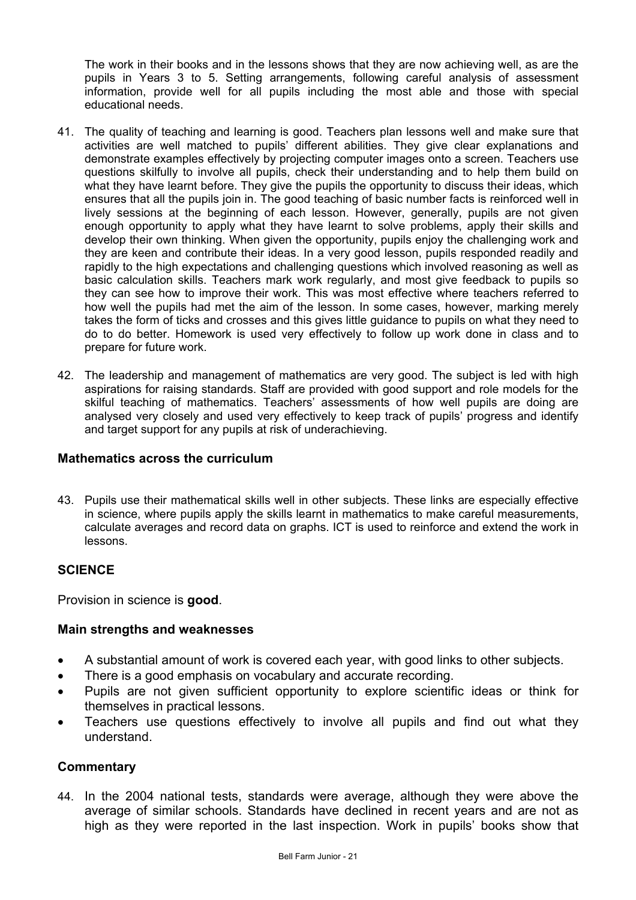The work in their books and in the lessons shows that they are now achieving well, as are the pupils in Years 3 to 5. Setting arrangements, following careful analysis of assessment information, provide well for all pupils including the most able and those with special educational needs.

41. The quality of teaching and learning is good. Teachers plan lessons well and make sure that activities are well matched to pupils' different abilities. They give clear explanations and demonstrate examples effectively by projecting computer images onto a screen. Teachers use questions skilfully to involve all pupils, check their understanding and to help them build on what they have learnt before. They give the pupils the opportunity to discuss their ideas, which ensures that all the pupils join in. The good teaching of basic number facts is reinforced well in lively sessions at the beginning of each lesson. However, generally, pupils are not given enough opportunity to apply what they have learnt to solve problems, apply their skills and develop their own thinking. When given the opportunity, pupils enjoy the challenging work and they are keen and contribute their ideas. In a very good lesson, pupils responded readily and rapidly to the high expectations and challenging questions which involved reasoning as well as basic calculation skills. Teachers mark work regularly, and most give feedback to pupils so they can see how to improve their work. This was most effective where teachers referred to how well the pupils had met the aim of the lesson. In some cases, however, marking merely takes the form of ticks and crosses and this gives little guidance to pupils on what they need to do to do better. Homework is used very effectively to follow up work done in class and to prepare for future work.

42. The leadership and management of mathematics are very good. The subject is led with high aspirations for raising standards. Staff are provided with good support and role models for the skilful teaching of mathematics. Teachers' assessments of how well pupils are doing are analysed very closely and used very effectively to keep track of pupils' progress and identify and target support for any pupils at risk of underachieving.

### Mathematics across the curriculum

43. Pupils use their mathematical skills well in other subjects. These links are especially effective in science, where pupils apply the skills learnt in mathematics to make careful measurements, calculate averages and record data on graphs. ICT is used to reinforce and extend the work in lessons.

## SCIENCE

Provision in science is **good**.

### Main strengths and weaknesses

- A substantial amount of work is covered each year, with good links to other subjects.
- There is a good emphasis on vocabulary and accurate recording.
- Pupils are not given sufficient opportunity to explore scientific ideas or think for themselves in practical lessons.
- Teachers use questions effectively to involve all pupils and find out what they understand.

### Commentary

44. In the 2004 national tests, standards were average, although they were above the average of similar schools. Standards have declined in recent years and are not as high as they were reported in the last inspection. Work in pupils' books show that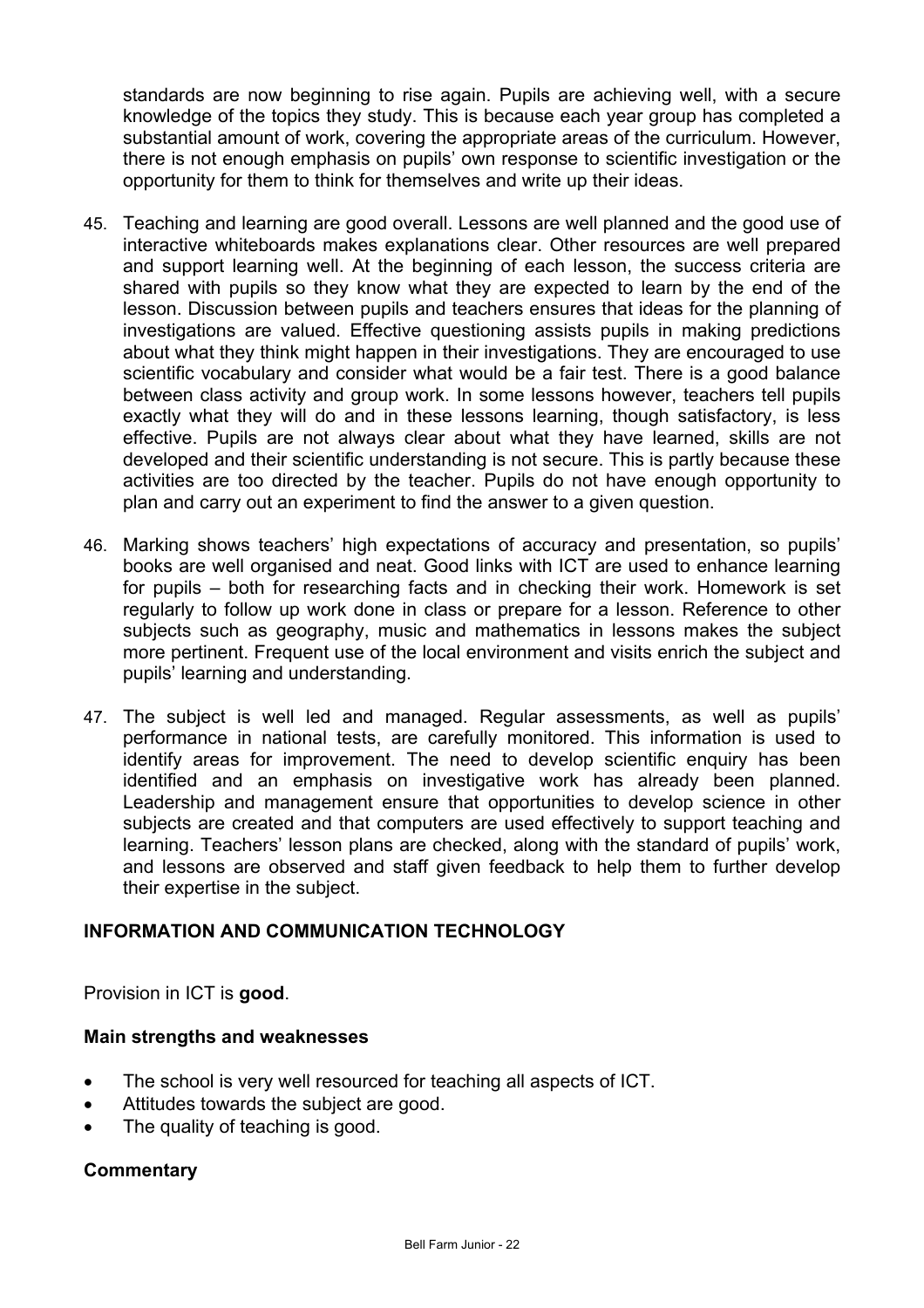standards are now beginning to rise again. Pupils are achieving well, with a secure knowledge of the topics they study. This is because each year group has completed a substantial amount of work, covering the appropriate areas of the curriculum. However, there is not enough emphasis on pupils' own response to scientific investigation or the opportunity for them to think for themselves and write up their ideas.

45. Teaching and learning are good overall. Lessons are well planned and the good use of interactive whiteboards makes explanations clear. Other resources are well prepared and support learning well. At the beginning of each lesson, the success criteria are shared with pupils so they know what they are expected to learn by the end of the lesson. Discussion between pupils and teachers ensures that ideas for the planning of investigations are valued. Effective questioning assists pupils in making predictions about what they think might happen in their investigations. They are encouraged to use scientific vocabulary and consider what would be a fair test. There is a good balance between class activity and group work. In some lessons however, teachers tell pupils exactly what they will do and in these lessons learning, though satisfactory, is less effective. Pupils are not always clear about what they have learned, skills are not developed and their scientific understanding is not secure. This is partly because these activities are too directed by the teacher. Pupils do not have enough opportunity to plan and carry out an experiment to find the answer to a given question.

46. Marking shows teachers' high expectations of accuracy and presentation, so pupils' books are well organised and neat. Good links with ICT are used to enhance learning for pupils – both for researching facts and in checking their work. Homework is set regularly to follow up work done in class or prepare for a lesson. Reference to other subjects such as geography, music and mathematics in lessons makes the subject more pertinent. Frequent use of the local environment and visits enrich the subject and pupils' learning and understanding.

47. The subject is well led and managed. Regular assessments, as well as pupils' performance in national tests, are carefully monitored. This information is used to identify areas for improvement. The need to develop scientific enquiry has been identified and an emphasis on investigative work has already been planned. Leadership and management ensure that opportunities to develop science in other subjects are created and that computers are used effectively to support teaching and learning. Teachers' lesson plans are checked, along with the standard of pupils' work, and lessons are observed and staff given feedback to help them to further develop their expertise in the subject.

## INFORMATION AND COMMUNICATION TECHNOLOGY

Provision in ICT is **good**.

### Main strengths and weaknesses

- The school is very well resourced for teaching all aspects of ICT.
- Attitudes towards the subject are good.
- The quality of teaching is good.

### Commentary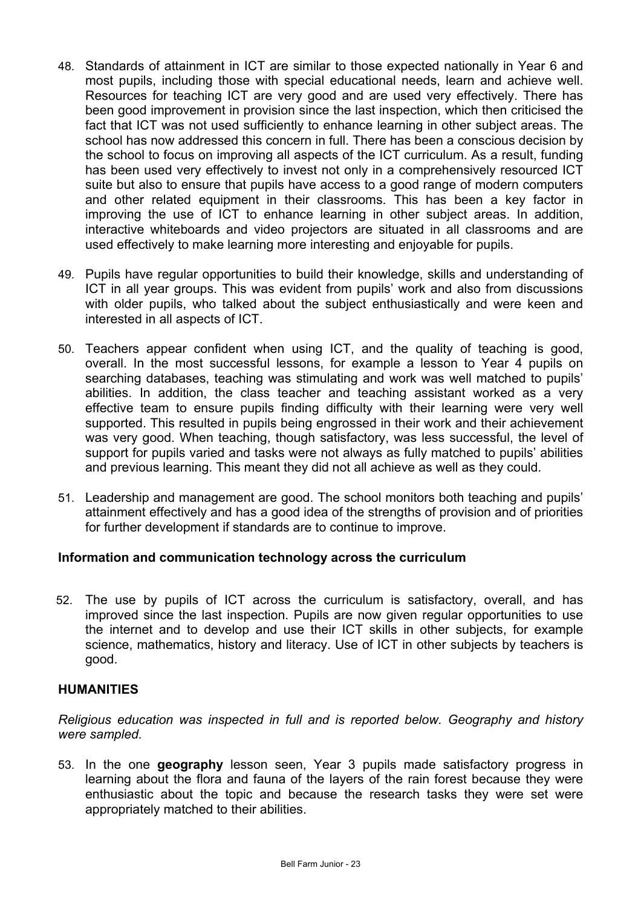48. Standards of attainment in ICT are similar to those expected nationally in Year 6 and most pupils, including those with special educational needs, learn and achieve well. Resources for teaching ICT are very good and are used very effectively. There has been good improvement in provision since the last inspection, which then criticised the fact that ICT was not used sufficiently to enhance learning in other subject areas. The school has now addressed this concern in full. There has been a conscious decision by the school to focus on improving all aspects of the ICT curriculum. As a result, funding has been used very effectively to invest not only in a comprehensively resourced ICT suite but also to ensure that pupils have access to a good range of modern computers and other related equipment in their classrooms. This has been a key factor in improving the use of ICT to enhance learning in other subject areas. In addition, interactive whiteboards and video projectors are situated in all classrooms and are used effectively to make learning more interesting and enjoyable for pupils.

49. Pupils have regular opportunities to build their knowledge, skills and understanding of ICT in all year groups. This was evident from pupils' work and also from discussions with older pupils, who talked about the subject enthusiastically and were keen and interested in all aspects of ICT.

50. Teachers appear confident when using ICT, and the quality of teaching is good, overall. In the most successful lessons, for example a lesson to Year 4 pupils on searching databases, teaching was stimulating and work was well matched to pupils' abilities. In addition, the class teacher and teaching assistant worked as a very effective team to ensure pupils finding difficulty with their learning were very well supported. This resulted in pupils being engrossed in their work and their achievement was very good. When teaching, though satisfactory, was less successful, the level of support for pupils varied and tasks were not always as fully matched to pupils' abilities and previous learning. This meant they did not all achieve as well as they could.

51. Leadership and management are good. The school monitors both teaching and pupils' attainment effectively and has a good idea of the strengths of provision and of priorities for further development if standards are to continue to improve.

### Information and communication technology across the curriculum

52. The use by pupils of ICT across the curriculum is satisfactory, overall, and has improved since the last inspection. Pupils are now given regular opportunities to use the internet and to develop and use their ICT skills in other subjects, for example science, mathematics, history and literacy. Use of ICT in other subjects by teachers is good.

## HUMANITIES

*Religious education was inspected in full and is reported below. Geography and history were sampled.*

53. In the one **geography** lesson seen, Year 3 pupils made satisfactory progress in learning about the flora and fauna of the layers of the rain forest because they were enthusiastic about the topic and because the research tasks they were set were appropriately matched to their abilities.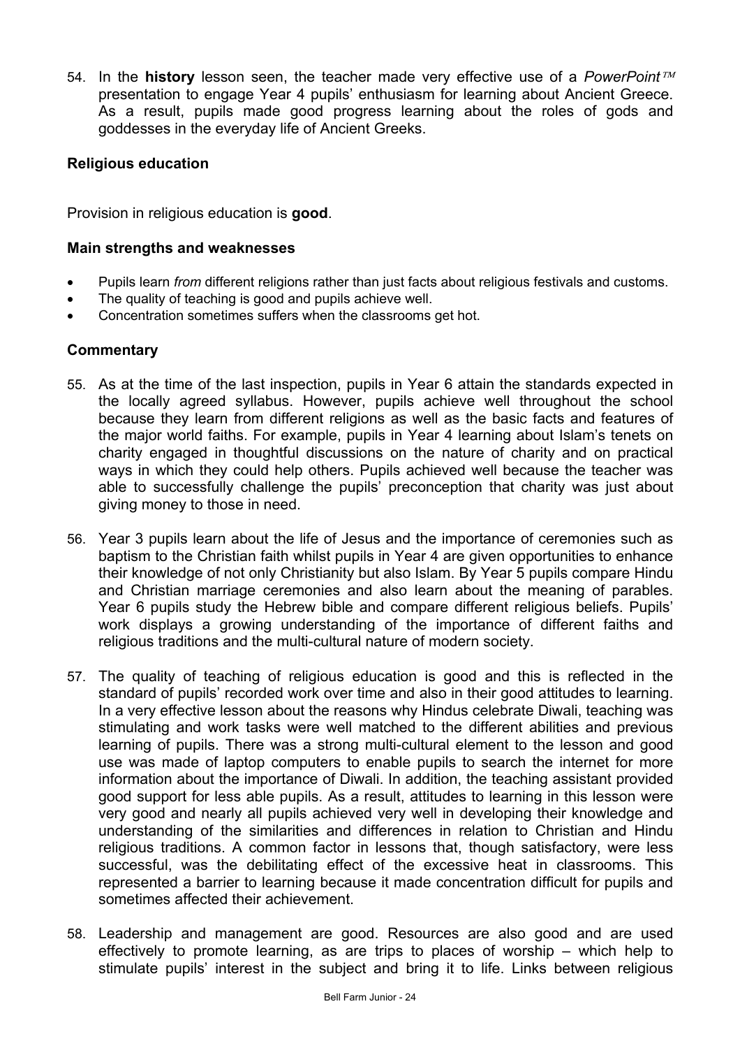54. In the **history** lesson seen, the teacher made very effective use of a *PowerPoint™* presentation to engage Year 4 pupils' enthusiasm for learning about Ancient Greece. As a result, pupils made good progress learning about the roles of gods and goddesses in the everyday life of Ancient Greeks.

### Religious education

Provision in religious education is **good**.

#### Main strengths and weaknesses

- Pupils learn *from* different religions rather than just facts about religious festivals and customs.
- The quality of teaching is good and pupils achieve well.
- Concentration sometimes suffers when the classrooms get hot.

#### Commentary

55. As at the time of the last inspection, pupils in Year 6 attain the standards expected in the locally agreed syllabus. However, pupils achieve well throughout the school because they learn from different religions as well as the basic facts and features of the major world faiths. For example, pupils in Year 4 learning about Islam's tenets on charity engaged in thoughtful discussions on the nature of charity and on practical ways in which they could help others. Pupils achieved well because the teacher was able to successfully challenge the pupils' preconception that charity was just about giving money to those in need.

56. Year 3 pupils learn about the life of Jesus and the importance of ceremonies such as baptism to the Christian faith whilst pupils in Year 4 are given opportunities to enhance their knowledge of not only Christianity but also Islam. By Year 5 pupils compare Hindu and Christian marriage ceremonies and also learn about the meaning of parables. Year 6 pupils study the Hebrew bible and compare different religious beliefs. Pupils' work displays a growing understanding of the importance of different faiths and religious traditions and the multi-cultural nature of modern society.

57. The quality of teaching of religious education is good and this is reflected in the standard of pupils' recorded work over time and also in their good attitudes to learning. In a very effective lesson about the reasons why Hindus celebrate Diwali, teaching was stimulating and work tasks were well matched to the different abilities and previous learning of pupils. There was a strong multi-cultural element to the lesson and good use was made of laptop computers to enable pupils to search the internet for more information about the importance of Diwali. In addition, the teaching assistant provided good support for less able pupils. As a result, attitudes to learning in this lesson were very good and nearly all pupils achieved very well in developing their knowledge and understanding of the similarities and differences in relation to Christian and Hindu religious traditions. A common factor in lessons that, though satisfactory, were less successful, was the debilitating effect of the excessive heat in classrooms. This represented a barrier to learning because it made concentration difficult for pupils and sometimes affected their achievement.

58. Leadership and management are good. Resources are also good and are used effectively to promote learning, as are trips to places of worship – which help to stimulate pupils' interest in the subject and bring it to life. Links between religious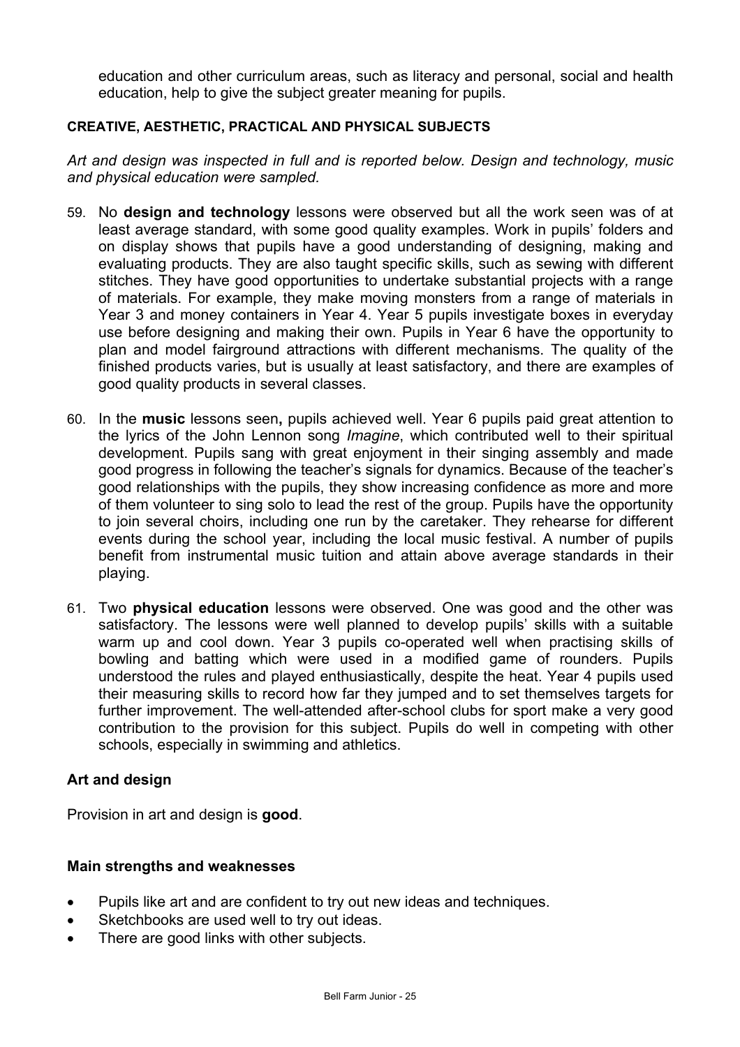education and other curriculum areas, such as literacy and personal, social and health education, help to give the subject greater meaning for pupils.

#### CREATIVE, AESTHETIC, PRACTICAL AND PHYSICAL SUBJECTS

*Art and design was inspected in full and is reported below. Design and technology, music and physical education were sampled.*

59. No **design and technology** lessons were observed but all the work seen was of at least average standard, with some good quality examples. Work in pupils' folders and on display shows that pupils have a good understanding of designing, making and evaluating products. They are also taught specific skills, such as sewing with different stitches. They have good opportunities to undertake substantial projects with a range of materials. For example, they make moving monsters from a range of materials in Year 3 and money containers in Year 4. Year 5 pupils investigate boxes in everyday use before designing and making their own. Pupils in Year 6 have the opportunity to plan and model fairground attractions with different mechanisms. The quality of the finished products varies, but is usually at least satisfactory, and there are examples of good quality products in several classes.

60. In the **music** lessons seen**,** pupils achieved well. Year 6 pupils paid great attention to the lyrics of the John Lennon song *Imagine*, which contributed well to their spiritual development. Pupils sang with great enjoyment in their singing assembly and made good progress in following the teacher's signals for dynamics. Because of the teacher's good relationships with the pupils, they show increasing confidence as more and more of them volunteer to sing solo to lead the rest of the group. Pupils have the opportunity to join several choirs, including one run by the caretaker. They rehearse for different events during the school year, including the local music festival. A number of pupils benefit from instrumental music tuition and attain above average standards in their playing.

61. Two **physical education** lessons were observed. One was good and the other was satisfactory. The lessons were well planned to develop pupils' skills with a suitable warm up and cool down. Year 3 pupils co-operated well when practising skills of bowling and batting which were used in a modified game of rounders. Pupils understood the rules and played enthusiastically, despite the heat. Year 4 pupils used their measuring skills to record how far they jumped and to set themselves targets for further improvement. The well-attended after-school clubs for sport make a very good contribution to the provision for this subject. Pupils do well in competing with other schools, especially in swimming and athletics.

### Art and design

Provision in art and design is **good**.

#### Main strengths and weaknesses

- Pupils like art and are confident to try out new ideas and techniques.
- Sketchbooks are used well to try out ideas.
- There are good links with other subjects.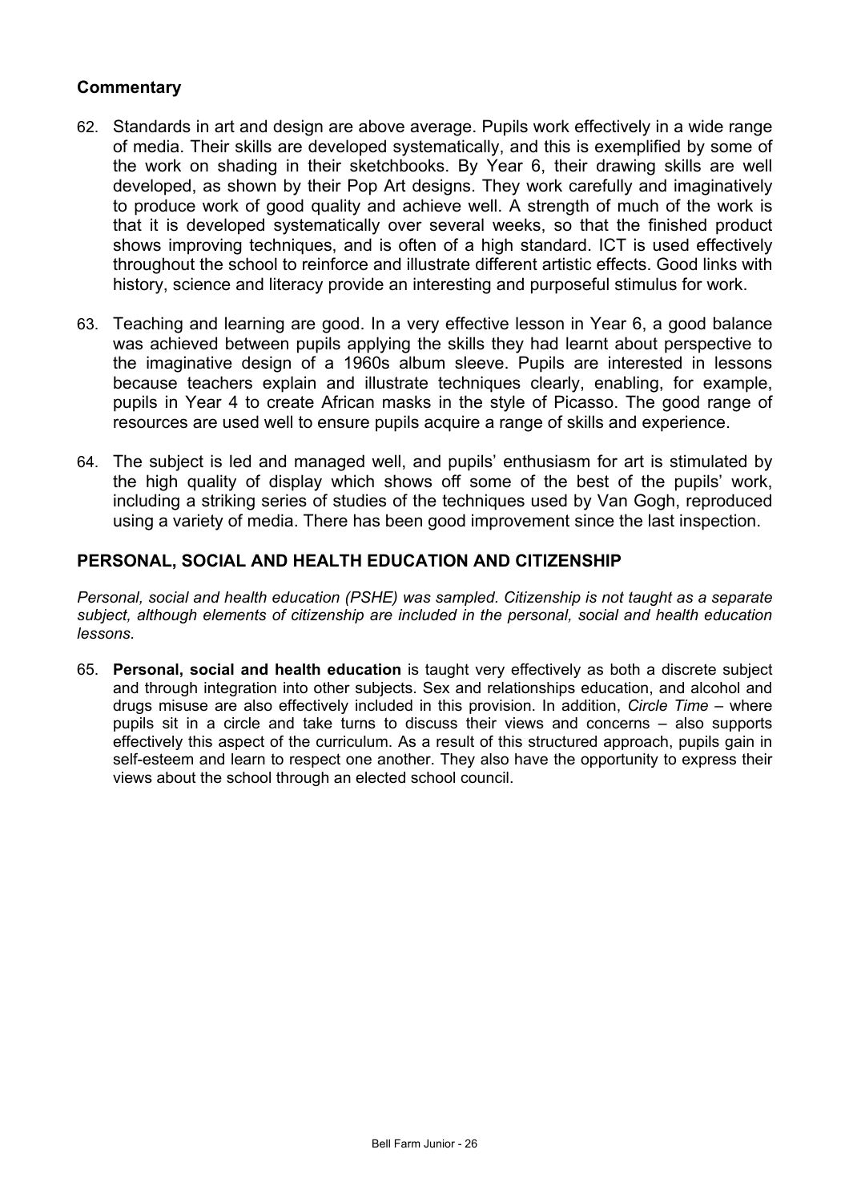### Commentary

62. Standards in art and design are above average. Pupils work effectively in a wide range of media. Their skills are developed systematically, and this is exemplified by some of the work on shading in their sketchbooks. By Year 6, their drawing skills are well developed, as shown by their Pop Art designs. They work carefully and imaginatively to produce work of good quality and achieve well. A strength of much of the work is that it is developed systematically over several weeks, so that the finished product shows improving techniques, and is often of a high standard. ICT is used effectively throughout the school to reinforce and illustrate different artistic effects. Good links with history, science and literacy provide an interesting and purposeful stimulus for work.

63. Teaching and learning are good. In a very effective lesson in Year 6, a good balance was achieved between pupils applying the skills they had learnt about perspective to the imaginative design of a 1960s album sleeve. Pupils are interested in lessons because teachers explain and illustrate techniques clearly, enabling, for example, pupils in Year 4 to create African masks in the style of Picasso. The good range of resources are used well to ensure pupils acquire a range of skills and experience.

64. The subject is led and managed well, and pupils' enthusiasm for art is stimulated by the high quality of display which shows off some of the best of the pupils' work, including a striking series of studies of the techniques used by Van Gogh, reproduced using a variety of media. There has been good improvement since the last inspection.

## PERSONAL, SOCIAL AND HEALTH EDUCATION AND CITIZENSHIP

*Personal, social and health education (PSHE) was sampled. Citizenship is not taught as a separate subject, although elements of citizenship are included in the personal, social and health education lessons.*

65. **Personal, social and health education** is taught very effectively as both a discrete subject and through integration into other subjects. Sex and relationships education, and alcohol and drugs misuse are also effectively included in this provision. In addition, *Circle Time* – where pupils sit in a circle and take turns to discuss their views and concerns – also supports effectively this aspect of the curriculum. As a result of this structured approach, pupils gain in self-esteem and learn to respect one another. They also have the opportunity to express their views about the school through an elected school council.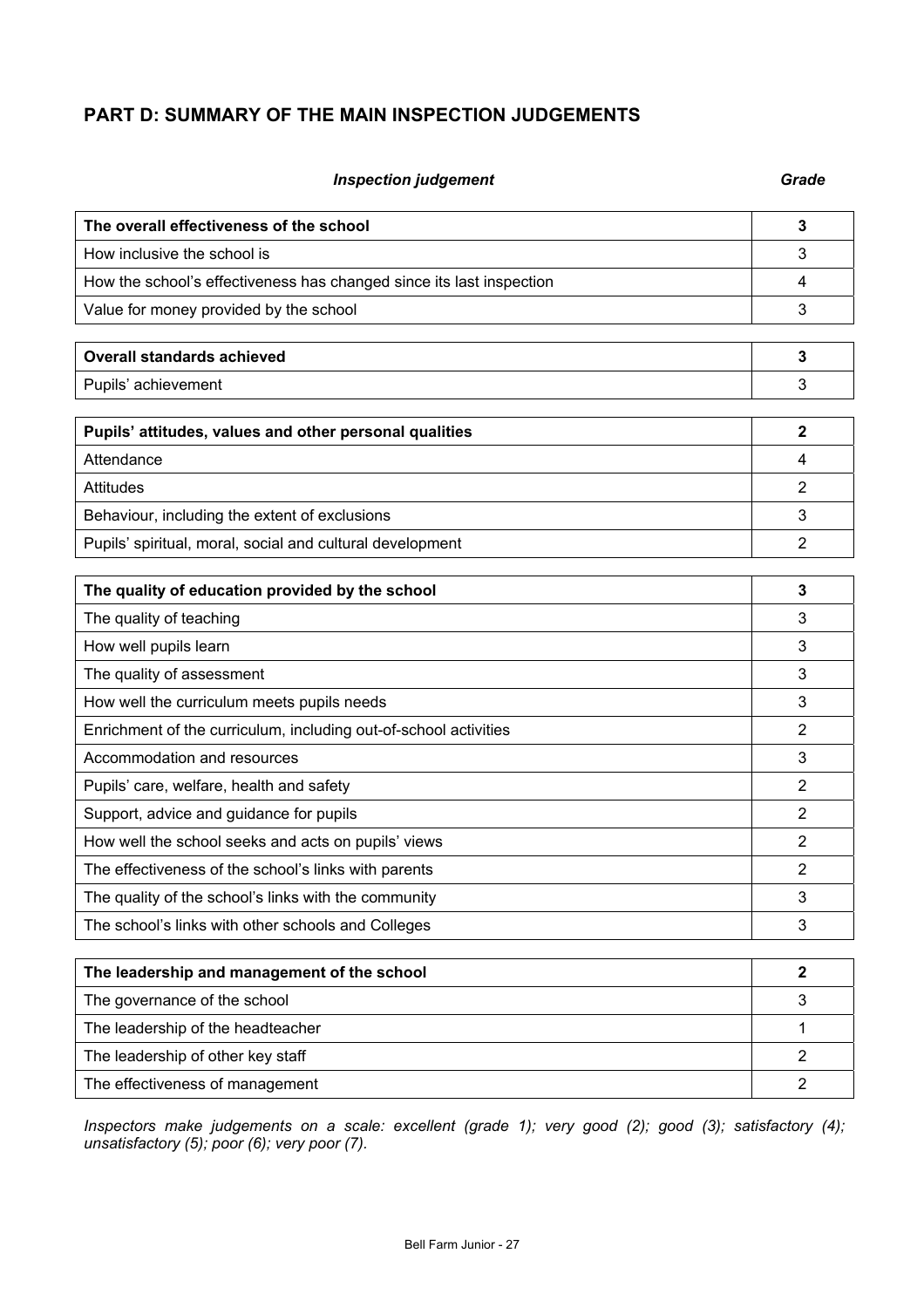## PART D: SUMMARY OF THE MAIN INSPECTION JUDGEMENTS

| ***Inspection judgement*** | ***Grade*** |
|---|---|
| **The overall effectiveness of the school** | **3** |
| How inclusive the school is | 3 |
| How the school's effectiveness has changed since its last inspection | 4 |
| Value for money provided by the school | 3 |
| **Overall standards achieved** | **3** |
| Pupils' achievement | 3 |
| **Pupils' attitudes, values and other personal qualities** | **2** |
| Attendance | 4 |
| Attitudes | 2 |
| Behaviour, including the extent of exclusions | 3 |
| Pupils' spiritual, moral, social and cultural development | 2 |
| **The quality of education provided by the school** | **3** |
| The quality of teaching | 3 |
| How well pupils learn | 3 |
| The quality of assessment | 3 |
| How well the curriculum meets pupils needs | 3 |
| Enrichment of the curriculum, including out-of-school activities | 2 |
| Accommodation and resources | 3 |
| Pupils' care, welfare, health and safety | 2 |
| Support, advice and guidance for pupils | 2 |
| How well the school seeks and acts on pupils' views | 2 |
| The effectiveness of the school's links with parents | 2 |
| The quality of the school's links with the community | 3 |
| The school's links with other schools and Colleges | 3 |
| **The leadership and management of the school** | **2** |
| The governance of the school | 3 |
| The leadership of the headteacher | 1 |
| The leadership of other key staff | 2 |
| The effectiveness of management | 2 |

*Inspectors make judgements on a scale: excellent (grade 1); very good (2); good (3); satisfactory (4); unsatisfactory (5); poor (6); very poor (7).*